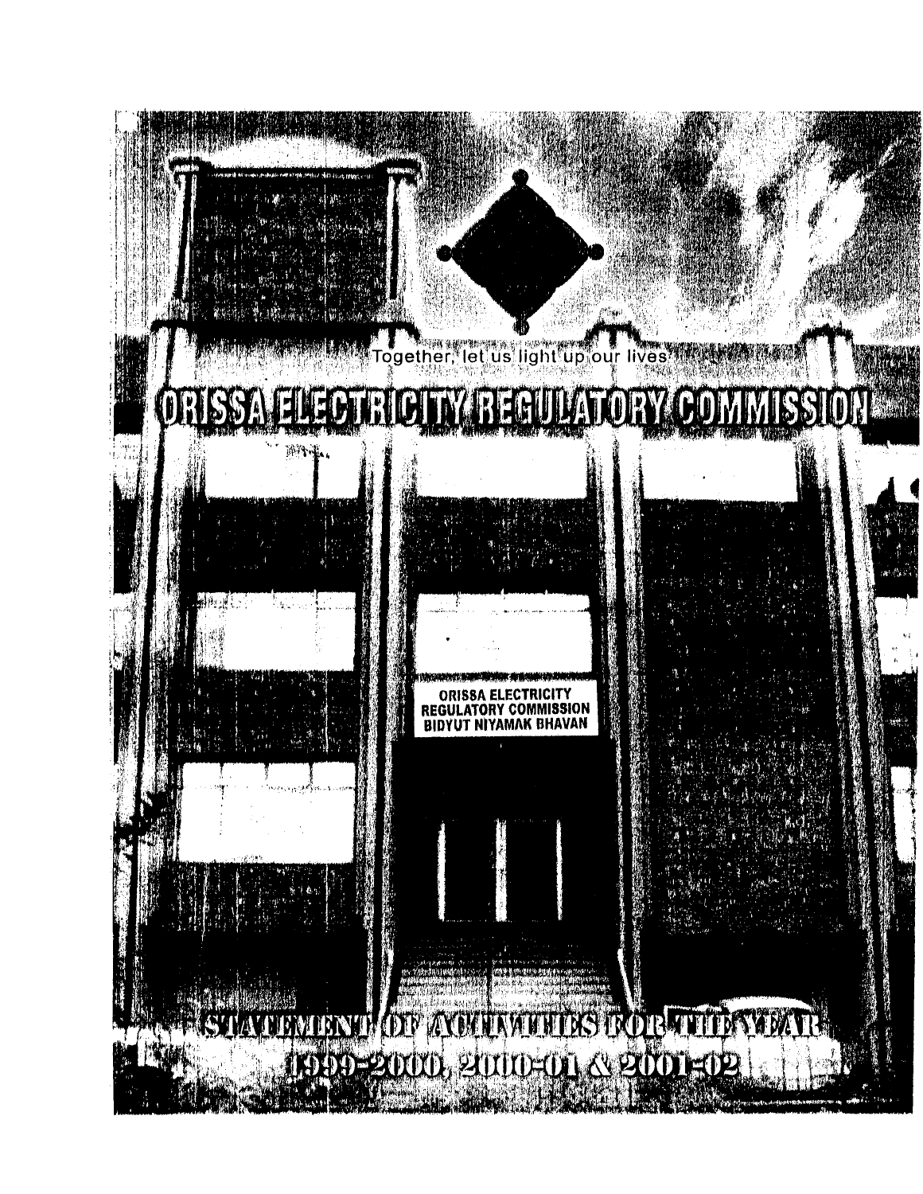Together, let us light up our lives

# ORISSA ELECTRICITY REGULATORY COMMISSION

ORISSA ELECTRICITY
REGULATORY COMMISSION
BIDYUT NIYAMAK BHAVAN

## STATEMENT OF ACTIVITIES FOR THE YEAR 1999-2000, 2000-01 & 2001-02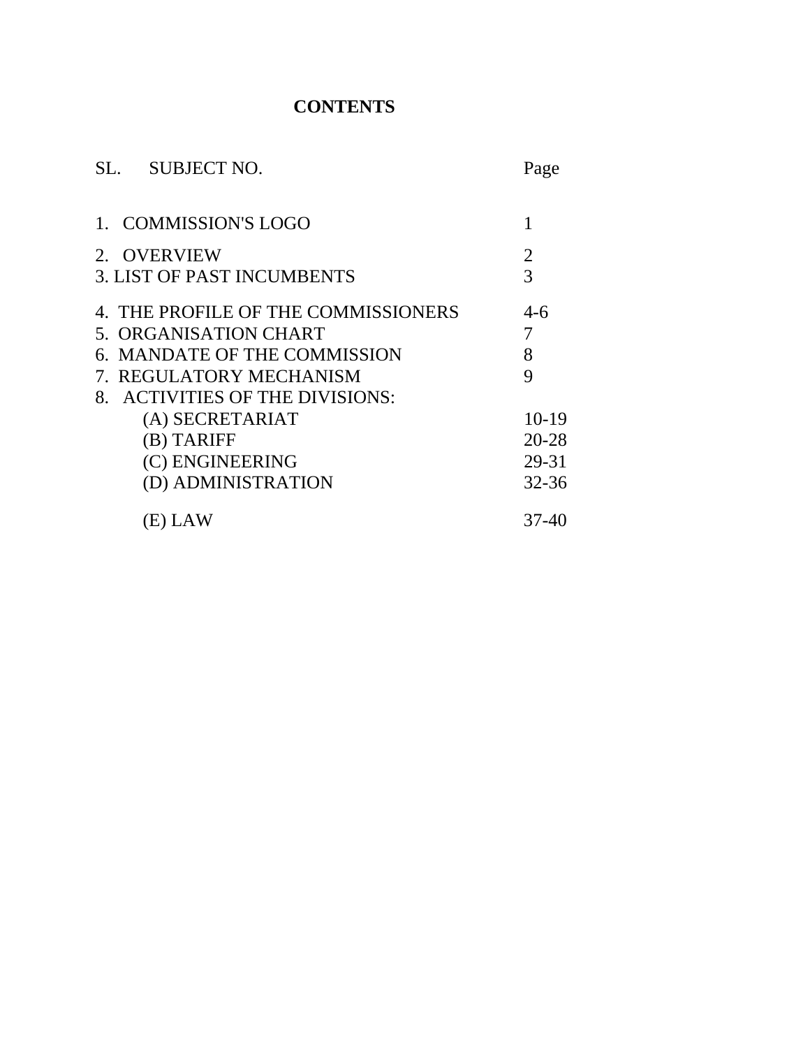# CONTENTS

| SL. SUBJECT NO. | Page |
|---|---|
| 1. COMMISSION'S LOGO | 1 |
| 2. OVERVIEW | 2 |
| 3. LIST OF PAST INCUMBENTS | 3 |
| 4. THE PROFILE OF THE COMMISSIONERS | 4-6 |
| 5. ORGANISATION CHART | 7 |
| 6. MANDATE OF THE COMMISSION | 8 |
| 7. REGULATORY MECHANISM | 9 |
| 8. ACTIVITIES OF THE DIVISIONS: | |
| (A) SECRETARIAT | 10-19 |
| (B) TARIFF | 20-28 |
| (C) ENGINEERING | 29-31 |
| (D) ADMINISTRATION | 32-36 |
| (E) LAW | 37-40 |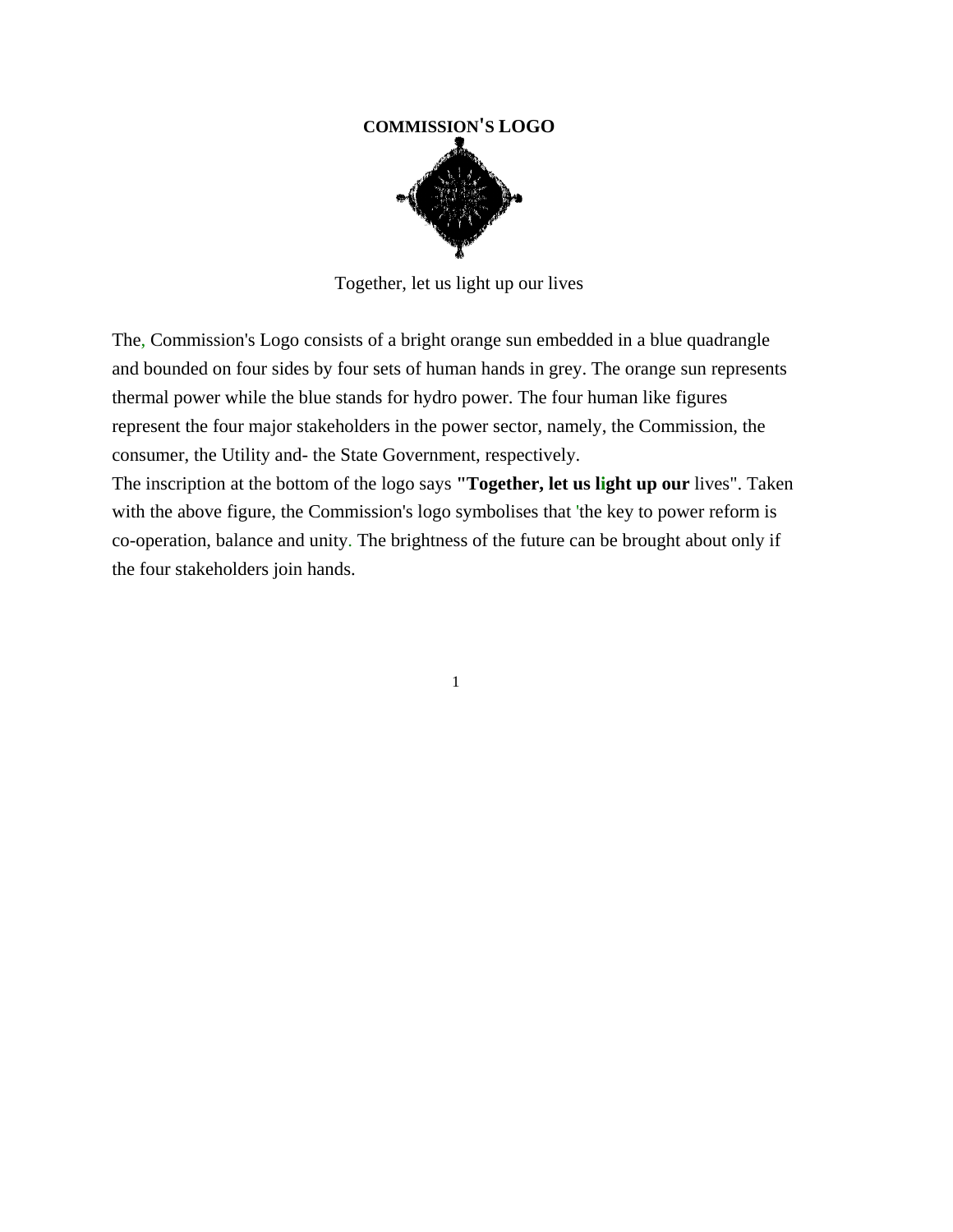# COMMISSION'S LOGO

Together, let us light up our lives

The, Commission's Logo consists of a bright orange sun embedded in a blue quadrangle and bounded on four sides by four sets of human hands in grey. The orange sun represents thermal power while the blue stands for hydro power. The four human like figures represent the four major stakeholders in the power sector, namely, the Commission, the consumer, the Utility and- the State Government, respectively.

The inscription at the bottom of the logo says **"Together, let us light up our** lives". Taken with the above figure, the Commission's logo symbolises that 'the key to power reform is co-operation, balance and unity. The brightness of the future can be brought about only if the four stakeholders join hands.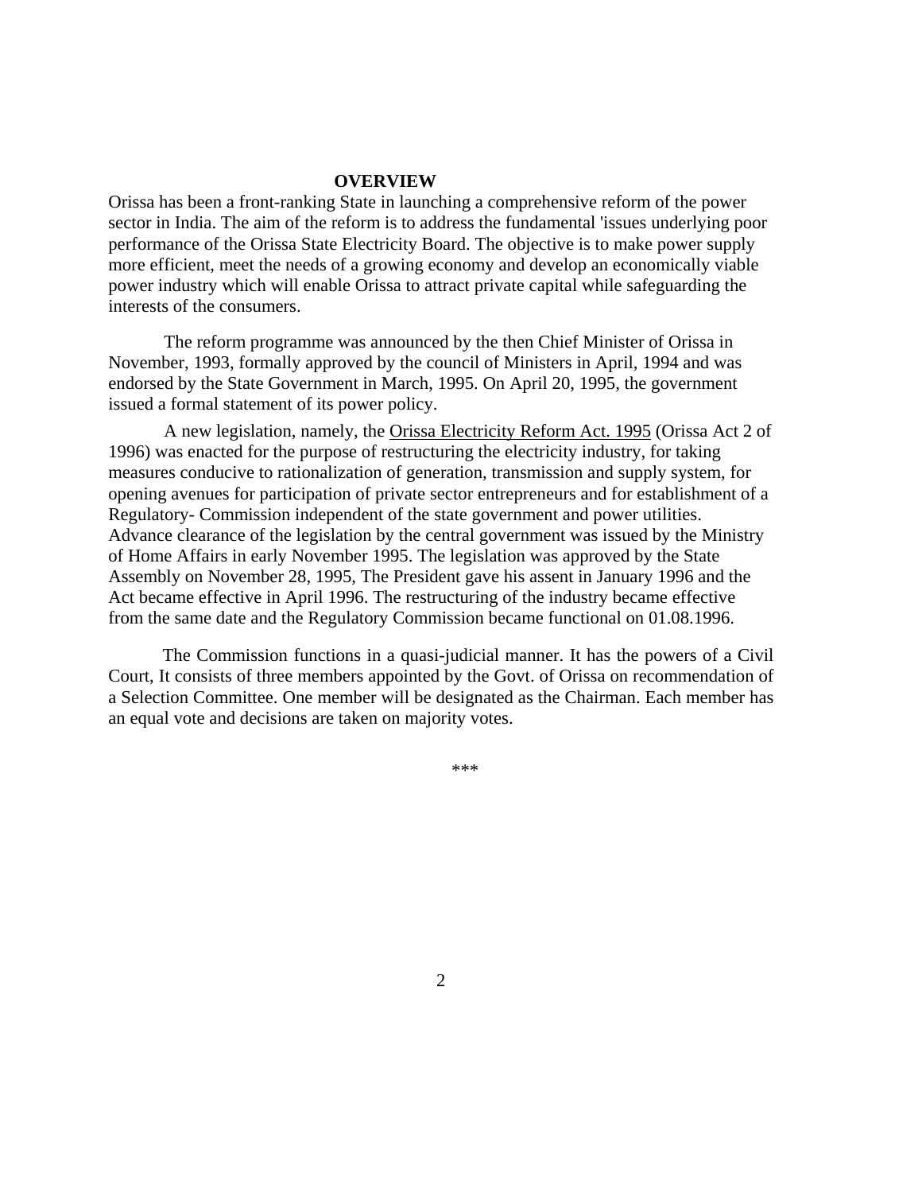## OVERVIEW

Orissa has been a front-ranking State in launching a comprehensive reform of the power sector in India. The aim of the reform is to address the fundamental 'issues underlying poor performance of the Orissa State Electricity Board. The objective is to make power supply more efficient, meet the needs of a growing economy and develop an economically viable power industry which will enable Orissa to attract private capital while safeguarding the interests of the consumers.

The reform programme was announced by the then Chief Minister of Orissa in November, 1993, formally approved by the council of Ministers in April, 1994 and was endorsed by the State Government in March, 1995. On April 20, 1995, the government issued a formal statement of its power policy.

A new legislation, namely, the Orissa Electricity Reform Act. 1995 (Orissa Act 2 of 1996) was enacted for the purpose of restructuring the electricity industry, for taking measures conducive to rationalization of generation, transmission and supply system, for opening avenues for participation of private sector entrepreneurs and for establishment of a Regulatory- Commission independent of the state government and power utilities. Advance clearance of the legislation by the central government was issued by the Ministry of Home Affairs in early November 1995. The legislation was approved by the State Assembly on November 28, 1995, The President gave his assent in January 1996 and the Act became effective in April 1996. The restructuring of the industry became effective from the same date and the Regulatory Commission became functional on 01.08.1996.

The Commission functions in a quasi-judicial manner. It has the powers of a Civil Court, It consists of three members appointed by the Govt. of Orissa on recommendation of a Selection Committee. One member will be designated as the Chairman. Each member has an equal vote and decisions are taken on majority votes.

***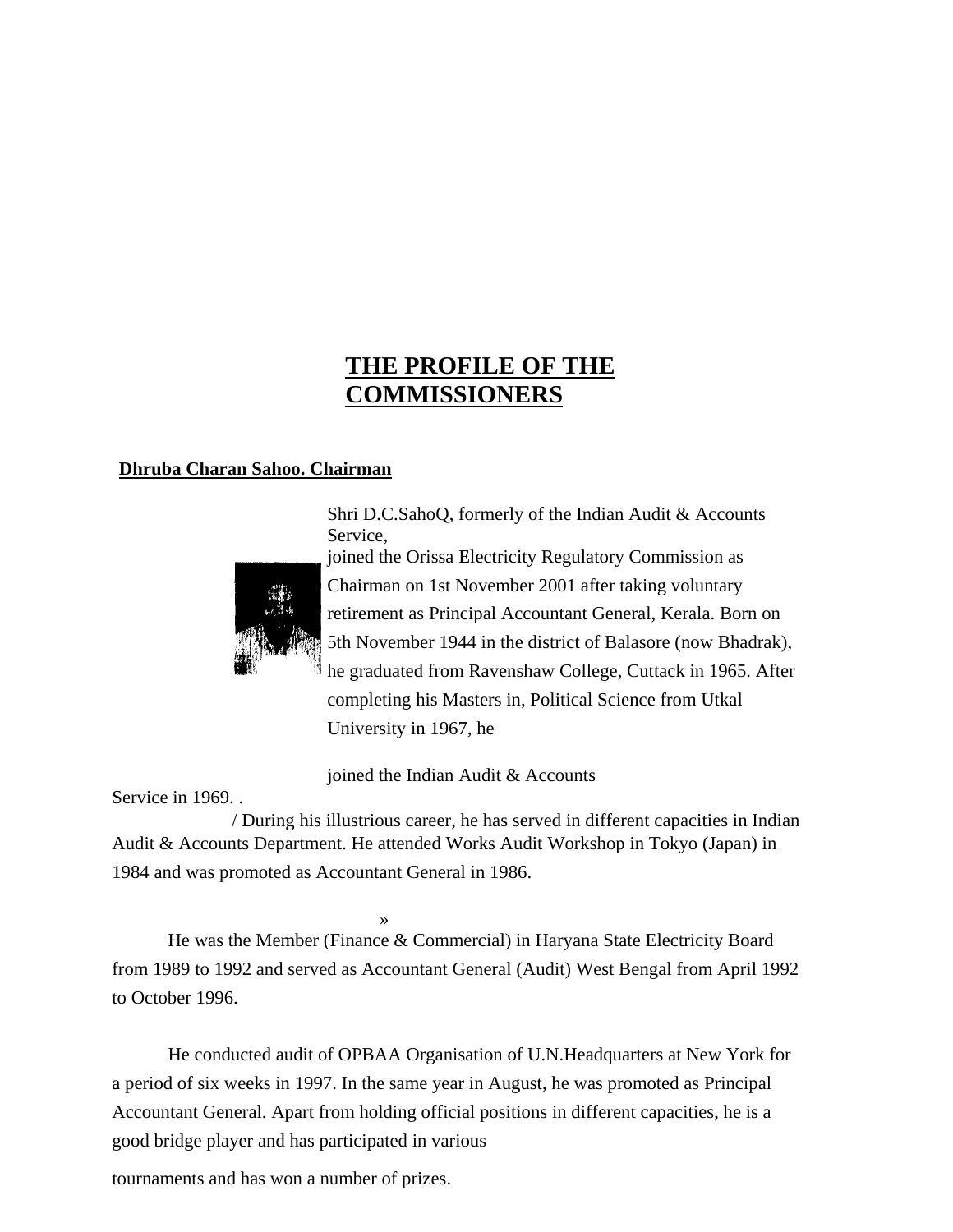# THE PROFILE OF THE COMMISSIONERS

**Dhruba Charan Sahoo. Chairman**

Shri D.C.SahoQ, formerly of the Indian Audit & Accounts Service, joined the Orissa Electricity Regulatory Commission as Chairman on 1st November 2001 after taking voluntary retirement as Principal Accountant General, Kerala. Born on 5th November 1944 in the district of Balasore (now Bhadrak), he graduated from Ravenshaw College, Cuttack in 1965. After completing his Masters in, Political Science from Utkal University in 1967, he joined the Indian Audit & Accounts Service in 1969. .

/ During his illustrious career, he has served in different capacities in Indian Audit & Accounts Department. He attended Works Audit Workshop in Tokyo (Japan) in 1984 and was promoted as Accountant General in 1986.

»

He was the Member (Finance & Commercial) in Haryana State Electricity Board from 1989 to 1992 and served as Accountant General (Audit) West Bengal from April 1992 to October 1996.

He conducted audit of OPBAA Organisation of U.N.Headquarters at New York for a period of six weeks in 1997. In the same year in August, he was promoted as Principal Accountant General. Apart from holding official positions in different capacities, he is a good bridge player and has participated in various tournaments and has won a number of prizes.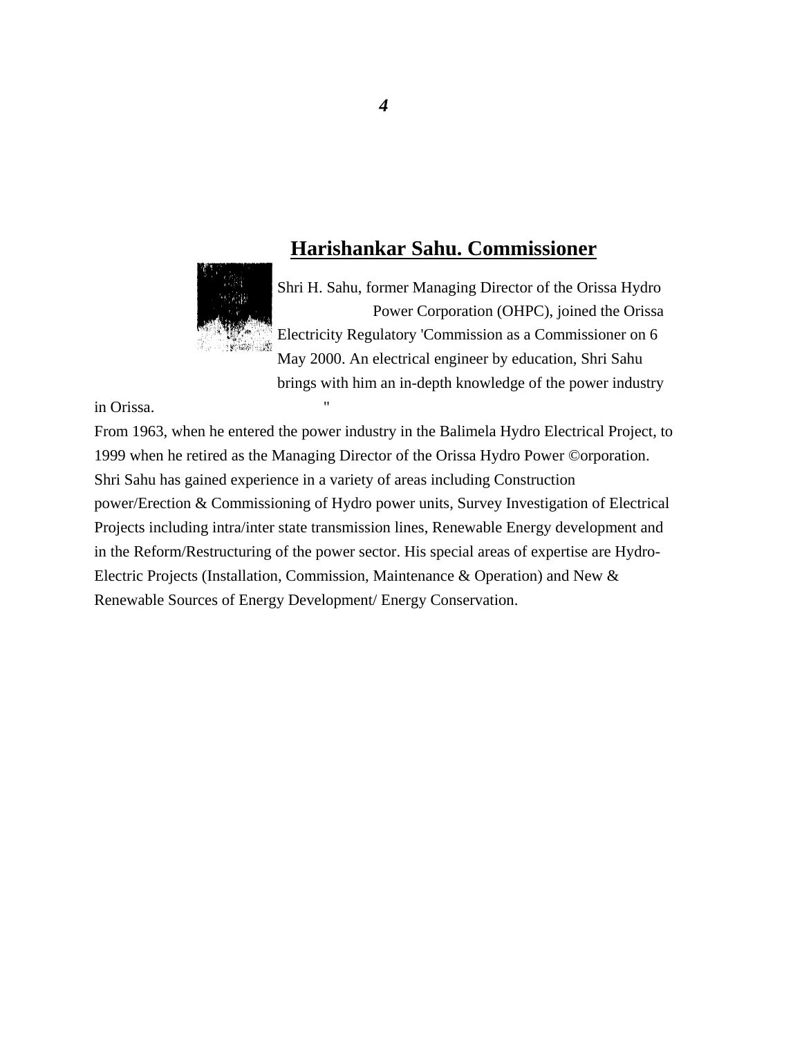## Harishankar Sahu. Commissioner

Shri H. Sahu, former Managing Director of the Orissa Hydro Power Corporation (OHPC), joined the Orissa Electricity Regulatory 'Commission as a Commissioner on 6 May 2000. An electrical engineer by education, Shri Sahu brings with him an in-depth knowledge of the power industry in Orissa. "

From 1963, when he entered the power industry in the Balimela Hydro Electrical Project, to 1999 when he retired as the Managing Director of the Orissa Hydro Power ©orporation. Shri Sahu has gained experience in a variety of areas including Construction power/Erection & Commissioning of Hydro power units, Survey Investigation of Electrical Projects including intra/inter state transmission lines, Renewable Energy development and in the Reform/Restructuring of the power sector. His special areas of expertise are Hydro-Electric Projects (Installation, Commission, Maintenance & Operation) and New & Renewable Sources of Energy Development/ Energy Conservation.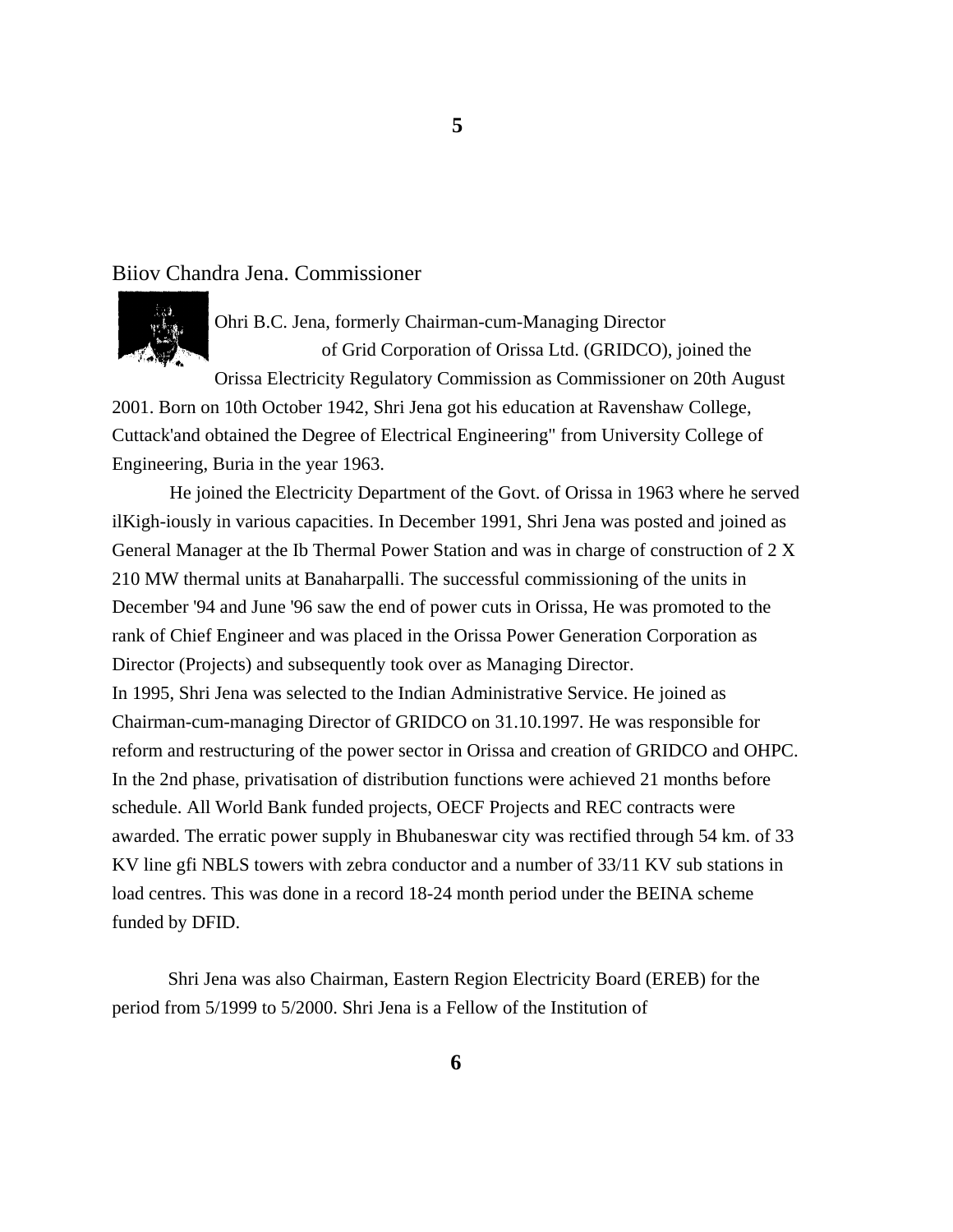## Biiov Chandra Jena. Commissioner

Ohri B.C. Jena, formerly Chairman-cum-Managing Director of Grid Corporation of Orissa Ltd. (GRIDCO), joined the Orissa Electricity Regulatory Commission as Commissioner on 20th August 2001. Born on 10th October 1942, Shri Jena got his education at Ravenshaw College, Cuttack'and obtained the Degree of Electrical Engineering" from University College of Engineering, Buria in the year 1963.

He joined the Electricity Department of the Govt. of Orissa in 1963 where he served ilKigh-iously in various capacities. In December 1991, Shri Jena was posted and joined as General Manager at the Ib Thermal Power Station and was in charge of construction of 2 X 210 MW thermal units at Banaharpalli. The successful commissioning of the units in December '94 and June '96 saw the end of power cuts in Orissa, He was promoted to the rank of Chief Engineer and was placed in the Orissa Power Generation Corporation as Director (Projects) and subsequently took over as Managing Director.

In 1995, Shri Jena was selected to the Indian Administrative Service. He joined as Chairman-cum-managing Director of GRIDCO on 31.10.1997. He was responsible for reform and restructuring of the power sector in Orissa and creation of GRIDCO and OHPC. In the 2nd phase, privatisation of distribution functions were achieved 21 months before schedule. All World Bank funded projects, OECF Projects and REC contracts were awarded. The erratic power supply in Bhubaneswar city was rectified through 54 km. of 33 KV line gfi NBLS towers with zebra conductor and a number of 33/11 KV sub stations in load centres. This was done in a record 18-24 month period under the BEINA scheme funded by DFID.

Shri Jena was also Chairman, Eastern Region Electricity Board (EREB) for the period from 5/1999 to 5/2000. Shri Jena is a Fellow of the Institution of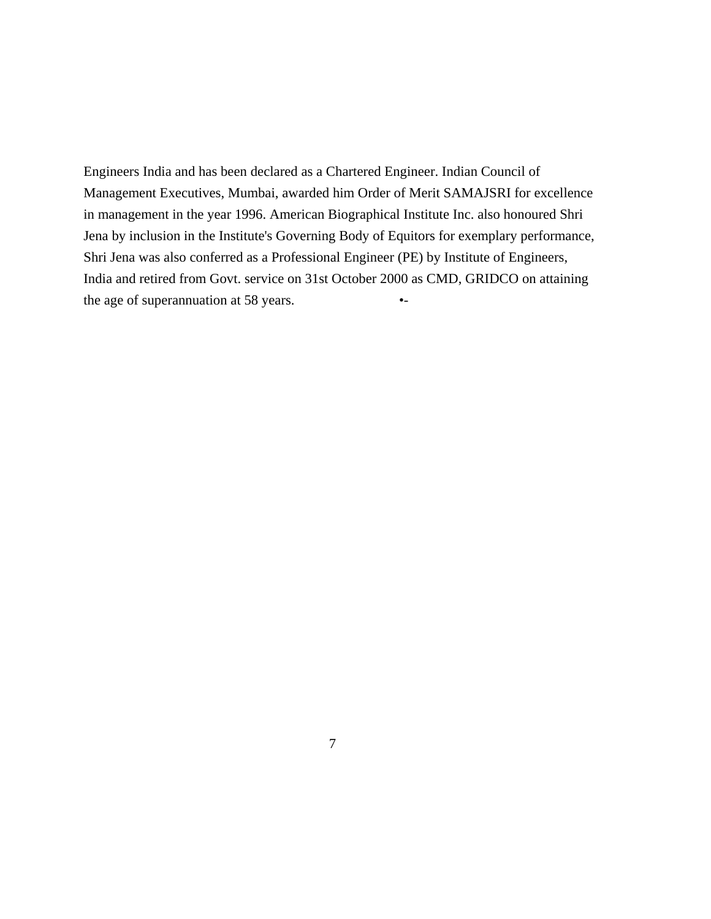Engineers India and has been declared as a Chartered Engineer. Indian Council of Management Executives, Mumbai, awarded him Order of Merit SAMAJSRI for excellence in management in the year 1996. American Biographical Institute Inc. also honoured Shri Jena by inclusion in the Institute's Governing Body of Equitors for exemplary performance, Shri Jena was also conferred as a Professional Engineer (PE) by Institute of Engineers, India and retired from Govt. service on 31st October 2000 as CMD, GRIDCO on attaining the age of superannuation at 58 years. •-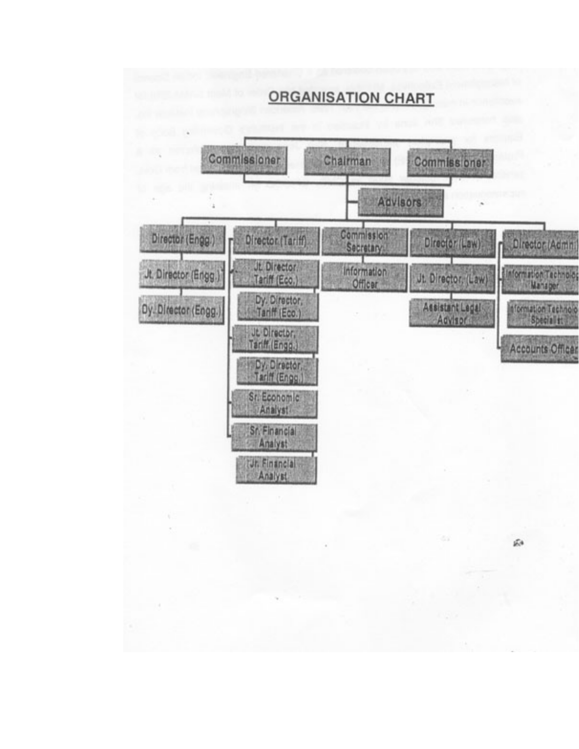## ORGANISATION CHART

- Commissioner
- Chairman
- Commissioner
  - Advisors
    - Director (Engg.)
      - Jt. Director (Engg.)
      - Dy. Director (Engg.)
    - Director (Tariff)
      - Jt. Director Tariff (Eco.)
      - Dy. Director, Tariff (Eco.)
      - Jt. Director, Tariff (Engg.)
      - Dy. Director, Tariff (Engg.)
      - Sr. Economic Analyst
      - Sr. Financial Analyst
      - Jr. Financial Analyst
    - Commission Secretary
      - Information Officer
    - Director (Law)
      - Jt. Director (Law)
      - Assistant Legal Advisor
    - Director (Admn)
      - Information Technology Manager
      - Information Technology Specialist
      - Accounts Officer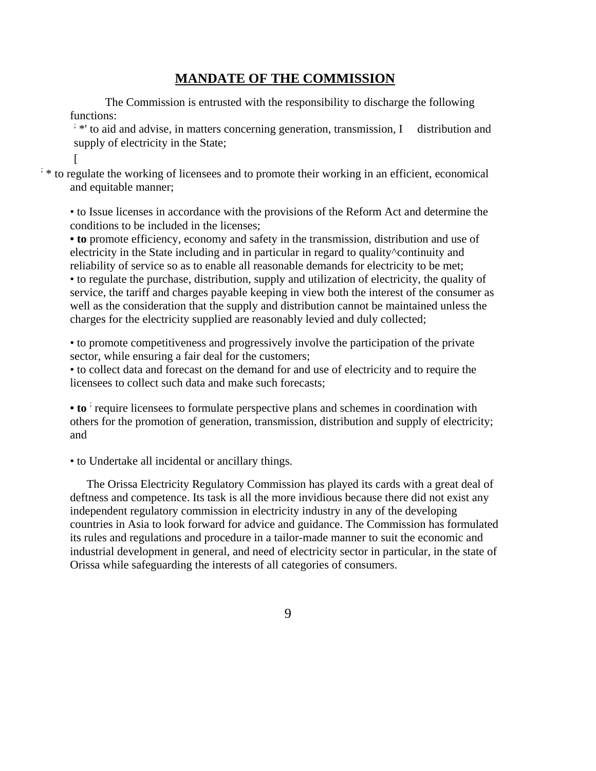## MANDATE OF THE COMMISSION

The Commission is entrusted with the responsibility to discharge the following functions:

- to aid and advise, in matters concerning generation, transmission, distribution and supply of electricity in the State;
- to regulate the working of licensees and to promote their working in an efficient, economical and equitable manner;
- to Issue licenses in accordance with the provisions of the Reform Act and determine the conditions to be included in the licenses;
- **to** promote efficiency, economy and safety in the transmission, distribution and use of electricity in the State including and in particular in regard to quality^continuity and reliability of service so as to enable all reasonable demands for electricity to be met;
- to regulate the purchase, distribution, supply and utilization of electricity, the quality of service, the tariff and charges payable keeping in view both the interest of the consumer as well as the consideration that the supply and distribution cannot be maintained unless the charges for the electricity supplied are reasonably levied and duly collected;
- to promote competitiveness and progressively involve the participation of the private sector, while ensuring a fair deal for the customers;
- to collect data and forecast on the demand for and use of electricity and to require the licensees to collect such data and make such forecasts;
- **to** require licensees to formulate perspective plans and schemes in coordination with others for the promotion of generation, transmission, distribution and supply of electricity; and
- to Undertake all incidental or ancillary things.

The Orissa Electricity Regulatory Commission has played its cards with a great deal of deftness and competence. Its task is all the more invidious because there did not exist any independent regulatory commission in electricity industry in any of the developing countries in Asia to look forward for advice and guidance. The Commission has formulated its rules and regulations and procedure in a tailor-made manner to suit the economic and industrial development in general, and need of electricity sector in particular, in the state of Orissa while safeguarding the interests of all categories of consumers.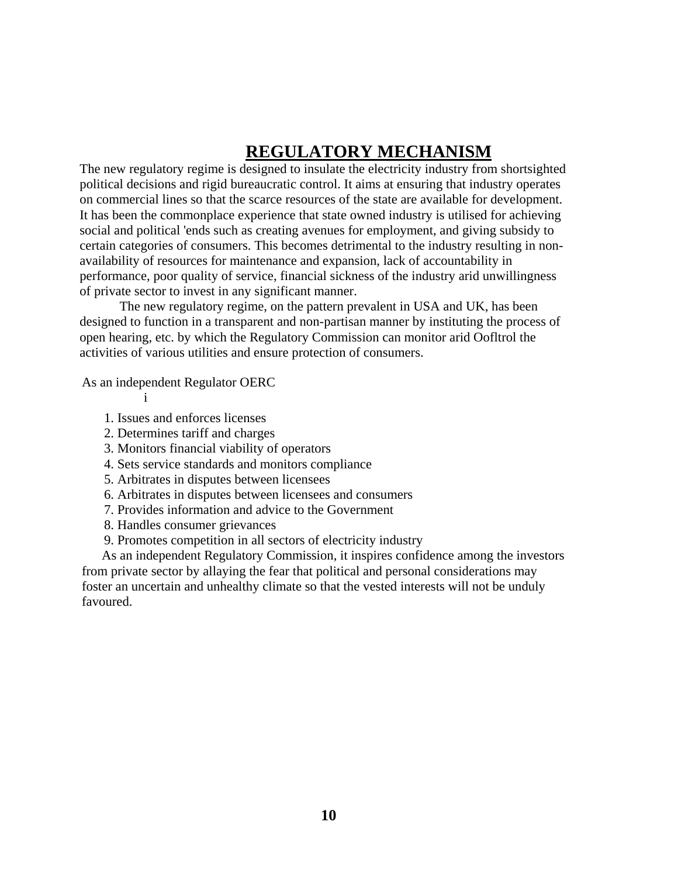# REGULATORY MECHANISM

The new regulatory regime is designed to insulate the electricity industry from shortsighted political decisions and rigid bureaucratic control. It aims at ensuring that industry operates on commercial lines so that the scarce resources of the state are available for development. It has been the commonplace experience that state owned industry is utilised for achieving social and political 'ends such as creating avenues for employment, and giving subsidy to certain categories of consumers. This becomes detrimental to the industry resulting in non-availability of resources for maintenance and expansion, lack of accountability in performance, poor quality of service, financial sickness of the industry arid unwillingness of private sector to invest in any significant manner.

The new regulatory regime, on the pattern prevalent in USA and UK, has been designed to function in a transparent and non-partisan manner by instituting the process of open hearing, etc. by which the Regulatory Commission can monitor arid Oofltrol the activities of various utilities and ensure protection of consumers.

As an independent Regulator OERC

i

1. Issues and enforces licenses
2. Determines tariff and charges
3. Monitors financial viability of operators
4. Sets service standards and monitors compliance
5. Arbitrates in disputes between licensees
6. Arbitrates in disputes between licensees and consumers
7. Provides information and advice to the Government
8. Handles consumer grievances
9. Promotes competition in all sectors of electricity industry

As an independent Regulatory Commission, it inspires confidence among the investors from private sector by allaying the fear that political and personal considerations may foster an uncertain and unhealthy climate so that the vested interests will not be unduly favoured.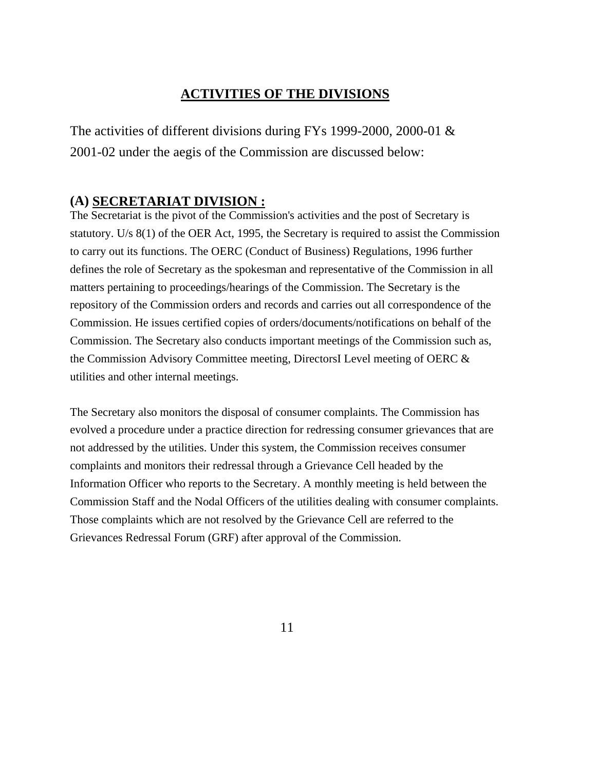## ACTIVITIES OF THE DIVISIONS

The activities of different divisions during FYs 1999-2000, 2000-01 & 2001-02 under the aegis of the Commission are discussed below:

### (A) SECRETARIAT DIVISION :

The Secretariat is the pivot of the Commission's activities and the post of Secretary is statutory. U/s 8(1) of the OER Act, 1995, the Secretary is required to assist the Commission to carry out its functions. The OERC (Conduct of Business) Regulations, 1996 further defines the role of Secretary as the spokesman and representative of the Commission in all matters pertaining to proceedings/hearings of the Commission. The Secretary is the repository of the Commission orders and records and carries out all correspondence of the Commission. He issues certified copies of orders/documents/notifications on behalf of the Commission. The Secretary also conducts important meetings of the Commission such as, the Commission Advisory Committee meeting, DirectorsI Level meeting of OERC & utilities and other internal meetings.

The Secretary also monitors the disposal of consumer complaints. The Commission has evolved a procedure under a practice direction for redressing consumer grievances that are not addressed by the utilities. Under this system, the Commission receives consumer complaints and monitors their redressal through a Grievance Cell headed by the Information Officer who reports to the Secretary. A monthly meeting is held between the Commission Staff and the Nodal Officers of the utilities dealing with consumer complaints. Those complaints which are not resolved by the Grievance Cell are referred to the Grievances Redressal Forum (GRF) after approval of the Commission.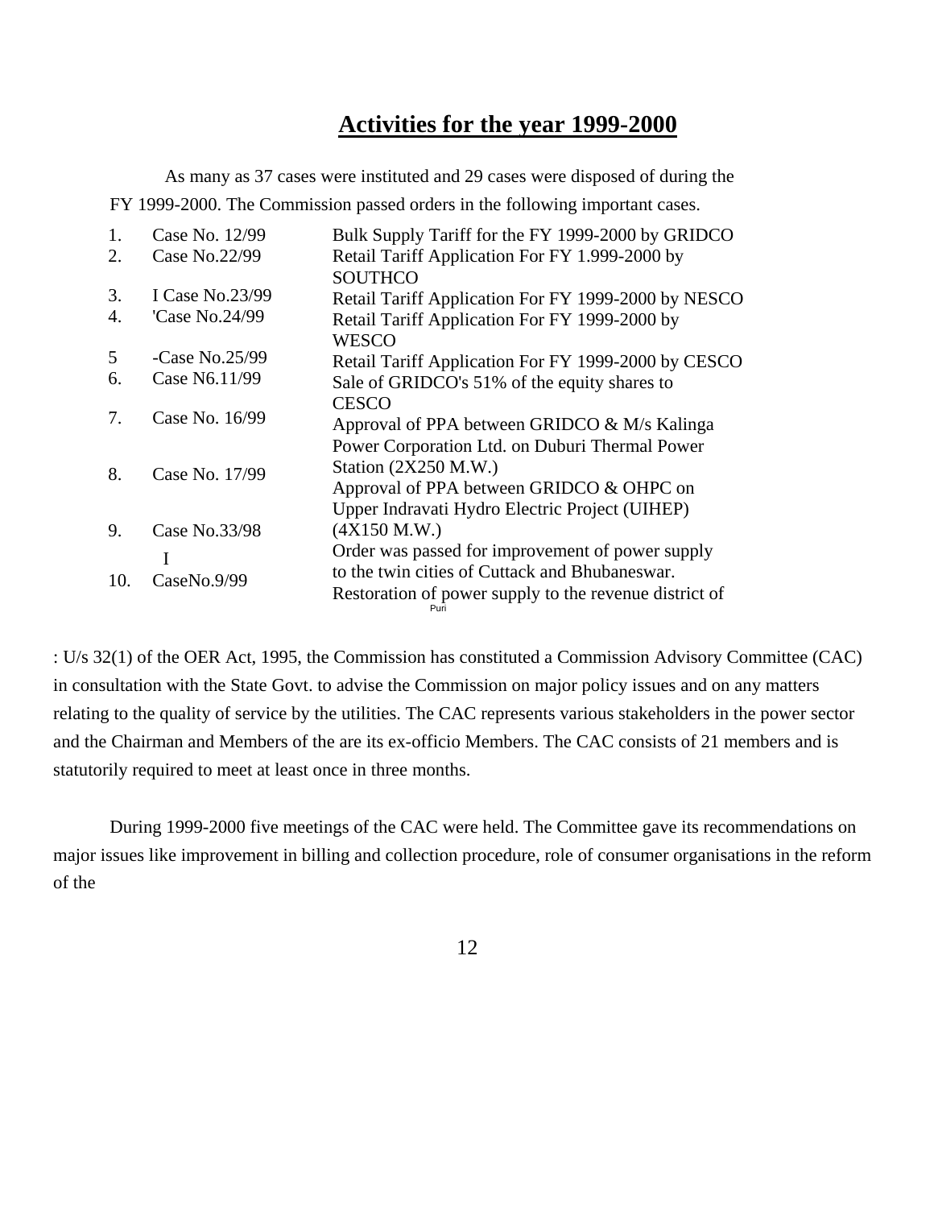## Activities for the year 1999-2000

As many as 37 cases were instituted and 29 cases were disposed of during the FY 1999-2000. The Commission passed orders in the following important cases.

| | | |
|---|---|---|
| 1. | Case No. 12/99 | Bulk Supply Tariff for the FY 1999-2000 by GRIDCO |
| 2. | Case No.22/99 | Retail Tariff Application For FY 1.999-2000 by SOUTHCO |
| 3. | I Case No.23/99 | Retail Tariff Application For FY 1999-2000 by NESCO |
| 4. | 'Case No.24/99 | Retail Tariff Application For FY 1999-2000 by WESCO |
| 5 | -Case No.25/99 | Retail Tariff Application For FY 1999-2000 by CESCO |
| 6. | Case N6.11/99 | Sale of GRIDCO's 51% of the equity shares to CESCO |
| 7. | Case No. 16/99 | Approval of PPA between GRIDCO & M/s Kalinga Power Corporation Ltd. on Duburi Thermal Power Station (2X250 M.W.) |
| 8. | Case No. 17/99 | Approval of PPA between GRIDCO & OHPC on Upper Indravati Hydro Electric Project (UIHEP) (4X150 M.W.) |
| 9. | Case No.33/98 I | Order was passed for improvement of power supply to the twin cities of Cuttack and Bhubaneswar. |
| 10. | CaseNo.9/99 | Restoration of power supply to the revenue district of Puri |

: U/s 32(1) of the OER Act, 1995, the Commission has constituted a Commission Advisory Committee (CAC) in consultation with the State Govt. to advise the Commission on major policy issues and on any matters relating to the quality of service by the utilities. The CAC represents various stakeholders in the power sector and the Chairman and Members of the are its ex-officio Members. The CAC consists of 21 members and is statutorily required to meet at least once in three months.

During 1999-2000 five meetings of the CAC were held. The Committee gave its recommendations on major issues like improvement in billing and collection procedure, role of consumer organisations in the reform of the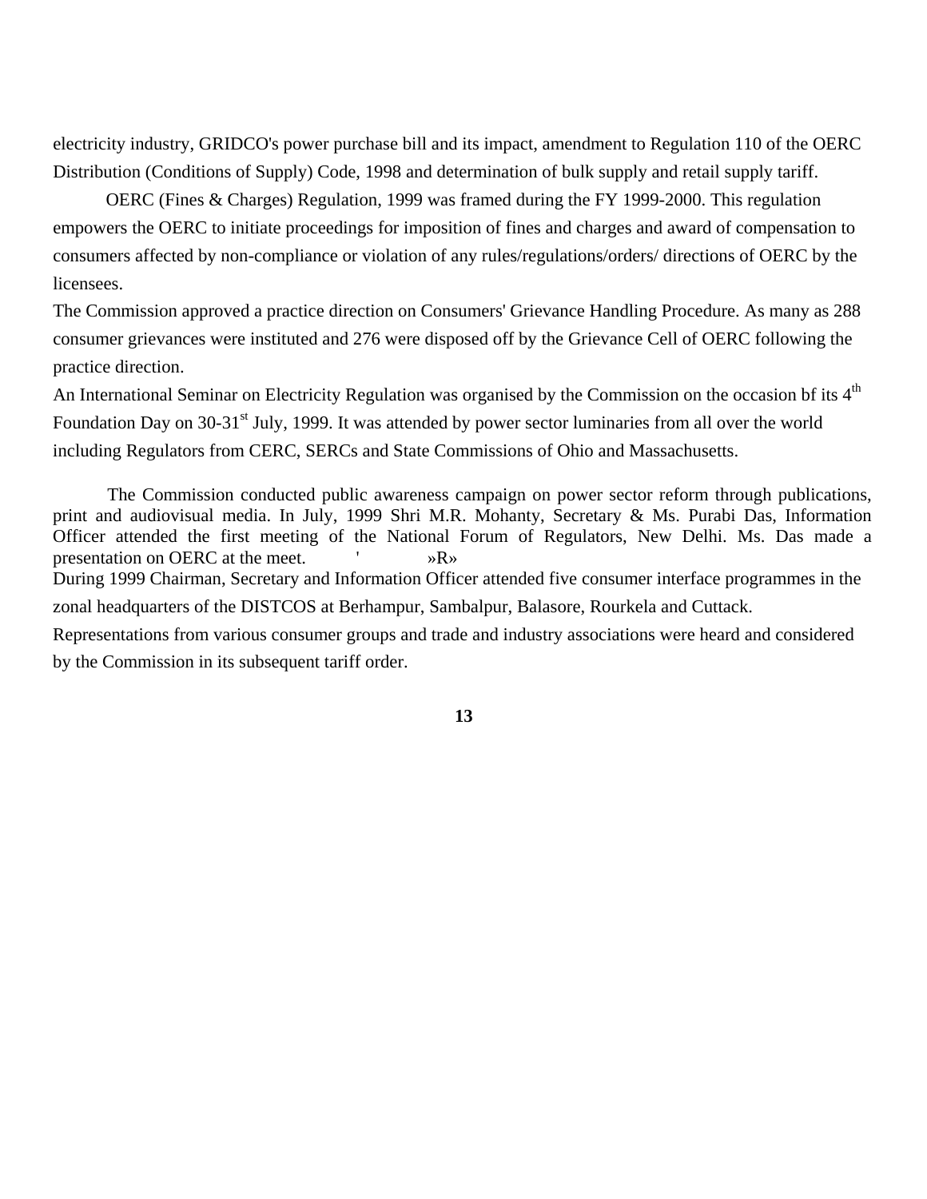electricity industry, GRIDCO's power purchase bill and its impact, amendment to Regulation 110 of the OERC Distribution (Conditions of Supply) Code, 1998 and determination of bulk supply and retail supply tariff.

OERC (Fines & Charges) Regulation, 1999 was framed during the FY 1999-2000. This regulation empowers the OERC to initiate proceedings for imposition of fines and charges and award of compensation to consumers affected by non-compliance or violation of any rules/regulations/orders/ directions of OERC by the licensees.

The Commission approved a practice direction on Consumers' Grievance Handling Procedure. As many as 288 consumer grievances were instituted and 276 were disposed off by the Grievance Cell of OERC following the practice direction.

An International Seminar on Electricity Regulation was organised by the Commission on the occasion bf its 4th Foundation Day on 30-31st July, 1999. It was attended by power sector luminaries from all over the world including Regulators from CERC, SERCs and State Commissions of Ohio and Massachusetts.

The Commission conducted public awareness campaign on power sector reform through publications, print and audiovisual media. In July, 1999 Shri M.R. Mohanty, Secretary & Ms. Purabi Das, Information Officer attended the first meeting of the National Forum of Regulators, New Delhi. Ms. Das made a presentation on OERC at the meet. ' »R»

During 1999 Chairman, Secretary and Information Officer attended five consumer interface programmes in the zonal headquarters of the DISTCOS at Berhampur, Sambalpur, Balasore, Rourkela and Cuttack.

Representations from various consumer groups and trade and industry associations were heard and considered by the Commission in its subsequent tariff order.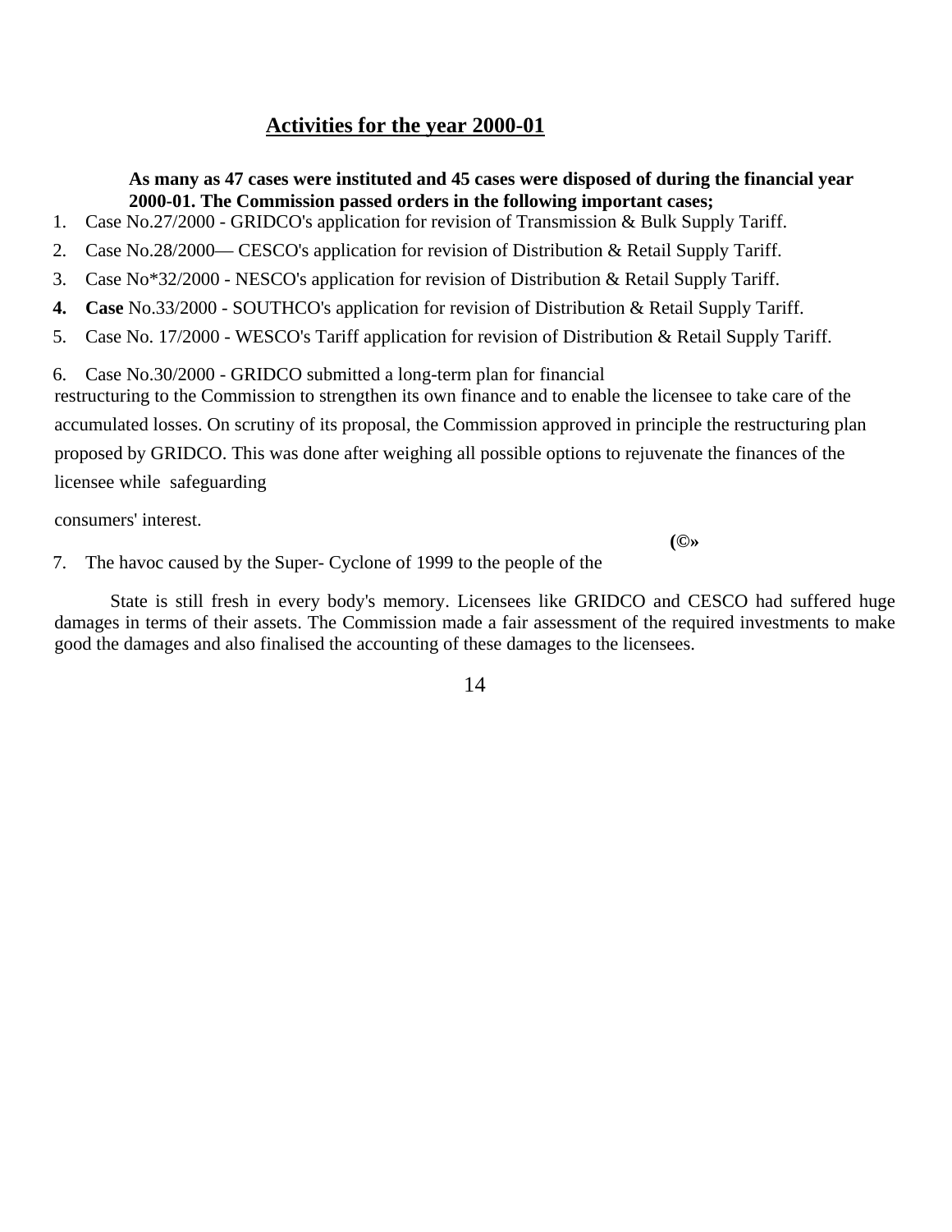## Activities for the year 2000-01

**As many as 47 cases were instituted and 45 cases were disposed of during the financial year 2000-01. The Commission passed orders in the following important cases;**

1. Case No.27/2000 - GRIDCO's application for revision of Transmission & Bulk Supply Tariff.
2. Case No.28/2000— CESCO's application for revision of Distribution & Retail Supply Tariff.
3. Case No*32/2000 - NESCO's application for revision of Distribution & Retail Supply Tariff.
4. **Case** No.33/2000 - SOUTHCO's application for revision of Distribution & Retail Supply Tariff.
5. Case No. 17/2000 - WESCO's Tariff application for revision of Distribution & Retail Supply Tariff.
6. Case No.30/2000 - GRIDCO submitted a long-term plan for financial restructuring to the Commission to strengthen its own finance and to enable the licensee to take care of the accumulated losses. On scrutiny of its proposal, the Commission approved in principle the restructuring plan proposed by GRIDCO. This was done after weighing all possible options to rejuvenate the finances of the licensee while safeguarding consumers' interest.

**(©»**

7. The havoc caused by the Super- Cyclone of 1999 to the people of the State is still fresh in every body's memory. Licensees like GRIDCO and CESCO had suffered huge damages in terms of their assets. The Commission made a fair assessment of the required investments to make good the damages and also finalised the accounting of these damages to the licensees.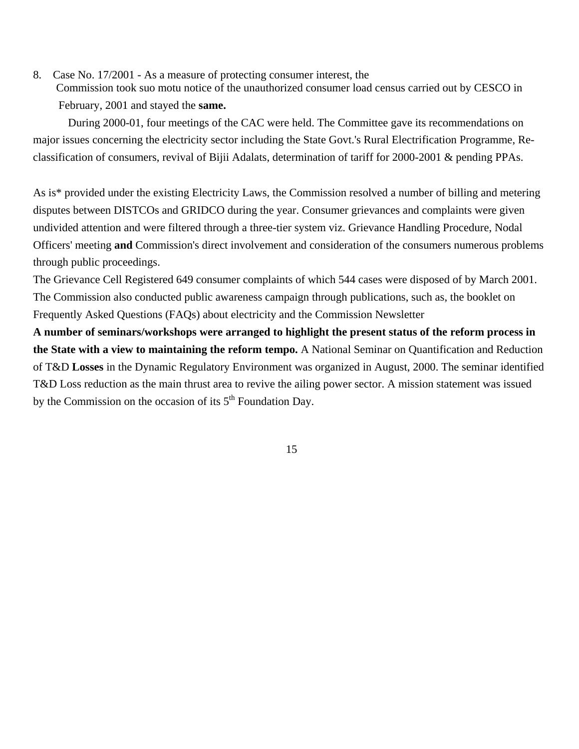8. Case No. 17/2001 - As a measure of protecting consumer interest, the Commission took suo motu notice of the unauthorized consumer load census carried out by CESCO in February, 2001 and stayed the **same.**

During 2000-01, four meetings of the CAC were held. The Committee gave its recommendations on major issues concerning the electricity sector including the State Govt.'s Rural Electrification Programme, Re-classification of consumers, revival of Bijii Adalats, determination of tariff for 2000-2001 & pending PPAs.

As is* provided under the existing Electricity Laws, the Commission resolved a number of billing and metering disputes between DISTCOs and GRIDCO during the year. Consumer grievances and complaints were given undivided attention and were filtered through a three-tier system viz. Grievance Handling Procedure, Nodal Officers' meeting **and** Commission's direct involvement and consideration of the consumers numerous problems through public proceedings.

The Grievance Cell Registered 649 consumer complaints of which 544 cases were disposed of by March 2001. The Commission also conducted public awareness campaign through publications, such as, the booklet on Frequently Asked Questions (FAQs) about electricity and the Commission Newsletter

**A number of seminars/workshops were arranged to highlight the present status of the reform process in the State with a view to maintaining the reform tempo.** A National Seminar on Quantification and Reduction of T&D **Losses** in the Dynamic Regulatory Environment was organized in August, 2000. The seminar identified T&D Loss reduction as the main thrust area to revive the ailing power sector. A mission statement was issued by the Commission on the occasion of its 5th Foundation Day.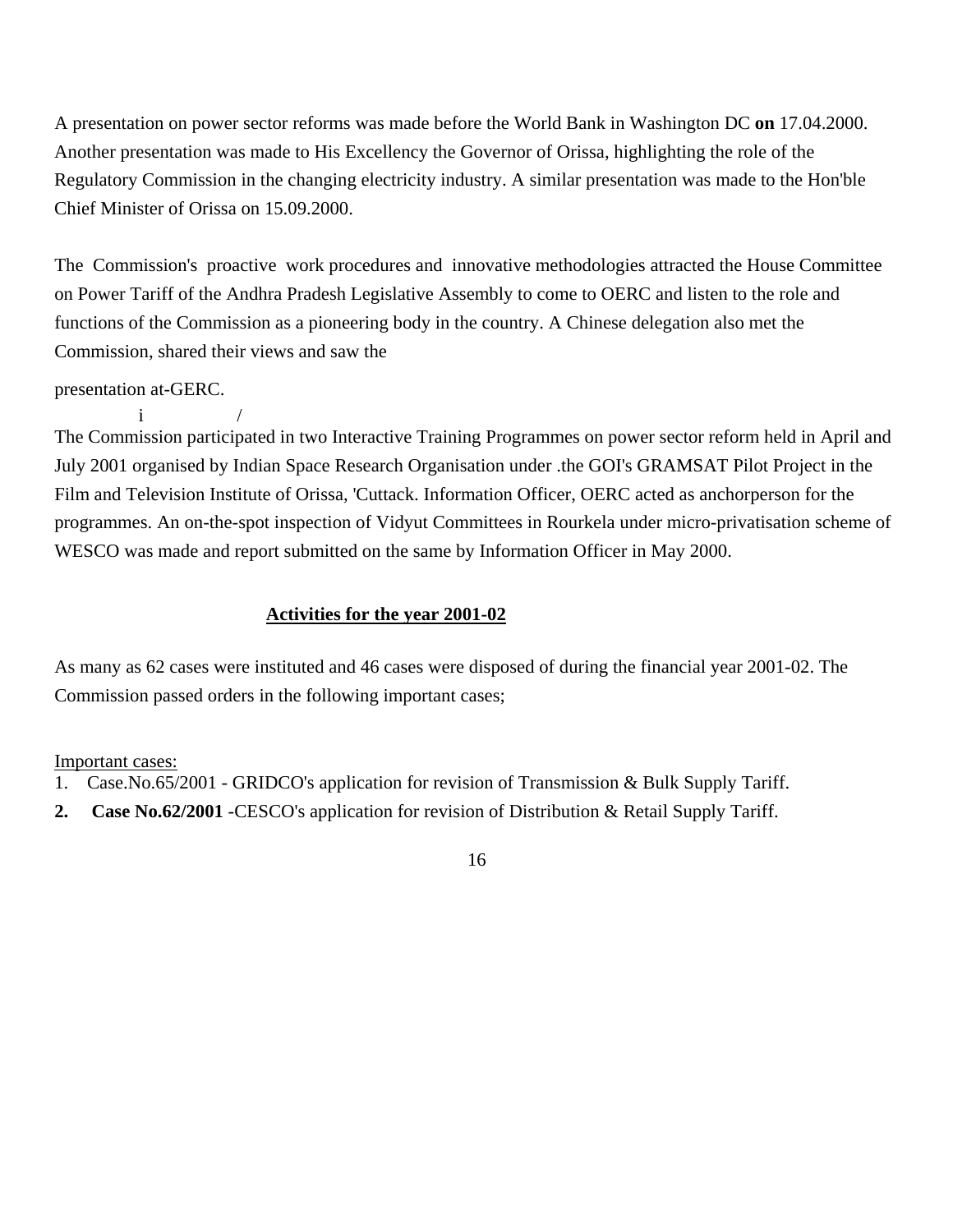A presentation on power sector reforms was made before the World Bank in Washington DC **on** 17.04.2000. Another presentation was made to His Excellency the Governor of Orissa, highlighting the role of the Regulatory Commission in the changing electricity industry. A similar presentation was made to the Hon'ble Chief Minister of Orissa on 15.09.2000.

The Commission's proactive work procedures and innovative methodologies attracted the House Committee on Power Tariff of the Andhra Pradesh Legislative Assembly to come to OERC and listen to the role and functions of the Commission as a pioneering body in the country. A Chinese delegation also met the Commission, shared their views and saw the

presentation at-GERC.

i /

The Commission participated in two Interactive Training Programmes on power sector reform held in April and July 2001 organised by Indian Space Research Organisation under .the GOI's GRAMSAT Pilot Project in the Film and Television Institute of Orissa, 'Cuttack. Information Officer, OERC acted as anchorperson for the programmes. An on-the-spot inspection of Vidyut Committees in Rourkela under micro-privatisation scheme of WESCO was made and report submitted on the same by Information Officer in May 2000.

## Activities for the year 2001-02

As many as 62 cases were instituted and 46 cases were disposed of during the financial year 2001-02. The Commission passed orders in the following important cases;

Important cases:

1. Case.No.65/2001 - GRIDCO's application for revision of Transmission & Bulk Supply Tariff.
2. **Case No.62/2001** -CESCO's application for revision of Distribution & Retail Supply Tariff.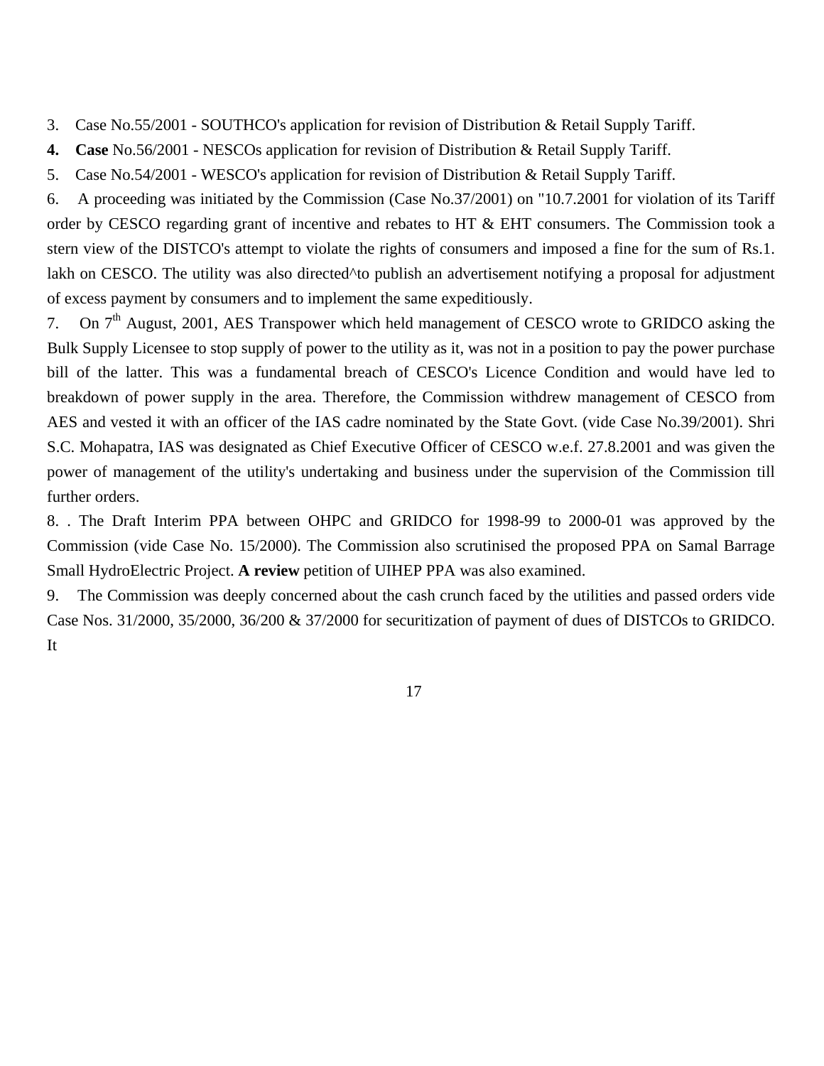3. Case No.55/2001 - SOUTHCO's application for revision of Distribution & Retail Supply Tariff.

**4. Case** No.56/2001 - NESCOs application for revision of Distribution & Retail Supply Tariff.

5. Case No.54/2001 - WESCO's application for revision of Distribution & Retail Supply Tariff.

6. A proceeding was initiated by the Commission (Case No.37/2001) on "10.7.2001 for violation of its Tariff order by CESCO regarding grant of incentive and rebates to HT & EHT consumers. The Commission took a stern view of the DISTCO's attempt to violate the rights of consumers and imposed a fine for the sum of Rs.1. lakh on CESCO. The utility was also directed^to publish an advertisement notifying a proposal for adjustment of excess payment by consumers and to implement the same expeditiously.

7. On 7th August, 2001, AES Transpower which held management of CESCO wrote to GRIDCO asking the Bulk Supply Licensee to stop supply of power to the utility as it, was not in a position to pay the power purchase bill of the latter. This was a fundamental breach of CESCO's Licence Condition and would have led to breakdown of power supply in the area. Therefore, the Commission withdrew management of CESCO from AES and vested it with an officer of the IAS cadre nominated by the State Govt. (vide Case No.39/2001). Shri S.C. Mohapatra, IAS was designated as Chief Executive Officer of CESCO w.e.f. 27.8.2001 and was given the power of management of the utility's undertaking and business under the supervision of the Commission till further orders.

8. . The Draft Interim PPA between OHPC and GRIDCO for 1998-99 to 2000-01 was approved by the Commission (vide Case No. 15/2000). The Commission also scrutinised the proposed PPA on Samal Barrage Small HydroElectric Project. **A review** petition of UIHEP PPA was also examined.

9. The Commission was deeply concerned about the cash crunch faced by the utilities and passed orders vide Case Nos. 31/2000, 35/2000, 36/200 & 37/2000 for securitization of payment of dues of DISTCOs to GRIDCO. It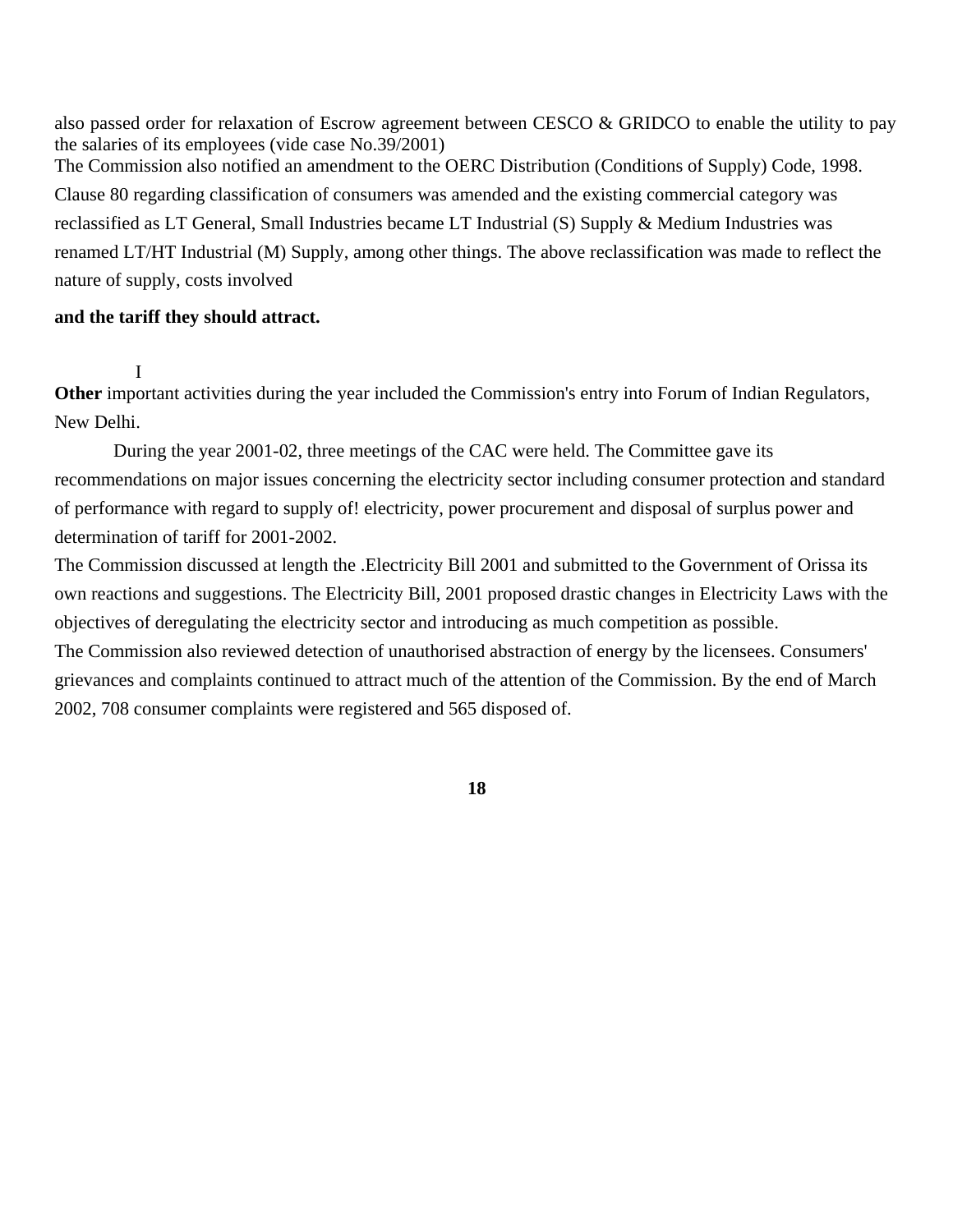also passed order for relaxation of Escrow agreement between CESCO & GRIDCO to enable the utility to pay the salaries of its employees (vide case No.39/2001)

The Commission also notified an amendment to the OERC Distribution (Conditions of Supply) Code, 1998. Clause 80 regarding classification of consumers was amended and the existing commercial category was reclassified as LT General, Small Industries became LT Industrial (S) Supply & Medium Industries was renamed LT/HT Industrial (M) Supply, among other things. The above reclassification was made to reflect the nature of supply, costs involved

**and the tariff they should attract.**

I

**Other** important activities during the year included the Commission's entry into Forum of Indian Regulators, New Delhi.

During the year 2001-02, three meetings of the CAC were held. The Committee gave its recommendations on major issues concerning the electricity sector including consumer protection and standard of performance with regard to supply of! electricity, power procurement and disposal of surplus power and determination of tariff for 2001-2002.

The Commission discussed at length the .Electricity Bill 2001 and submitted to the Government of Orissa its own reactions and suggestions. The Electricity Bill, 2001 proposed drastic changes in Electricity Laws with the objectives of deregulating the electricity sector and introducing as much competition as possible.

The Commission also reviewed detection of unauthorised abstraction of energy by the licensees. Consumers' grievances and complaints continued to attract much of the attention of the Commission. By the end of March 2002, 708 consumer complaints were registered and 565 disposed of.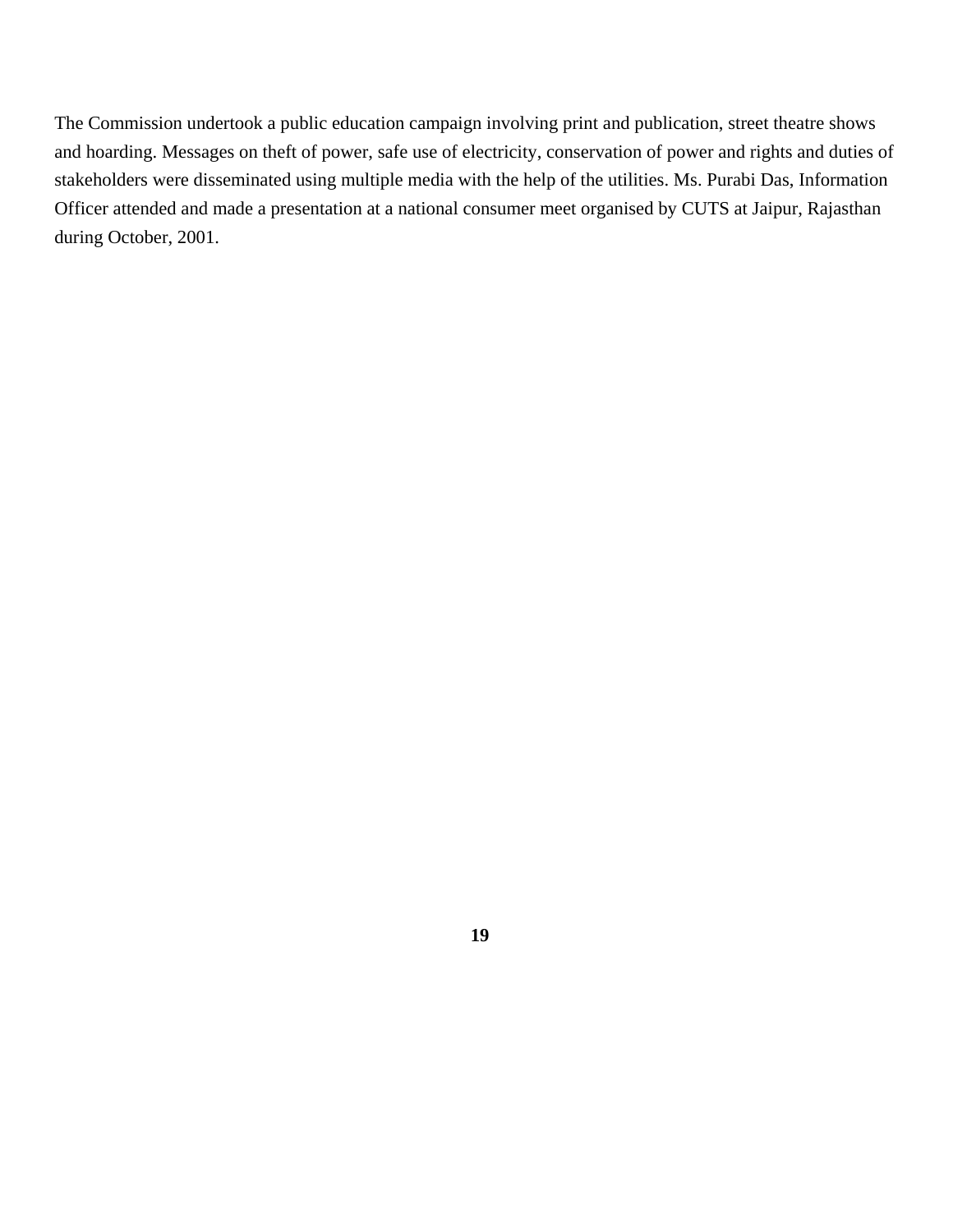The Commission undertook a public education campaign involving print and publication, street theatre shows and hoarding. Messages on theft of power, safe use of electricity, conservation of power and rights and duties of stakeholders were disseminated using multiple media with the help of the utilities. Ms. Purabi Das, Information Officer attended and made a presentation at a national consumer meet organised by CUTS at Jaipur, Rajasthan during October, 2001.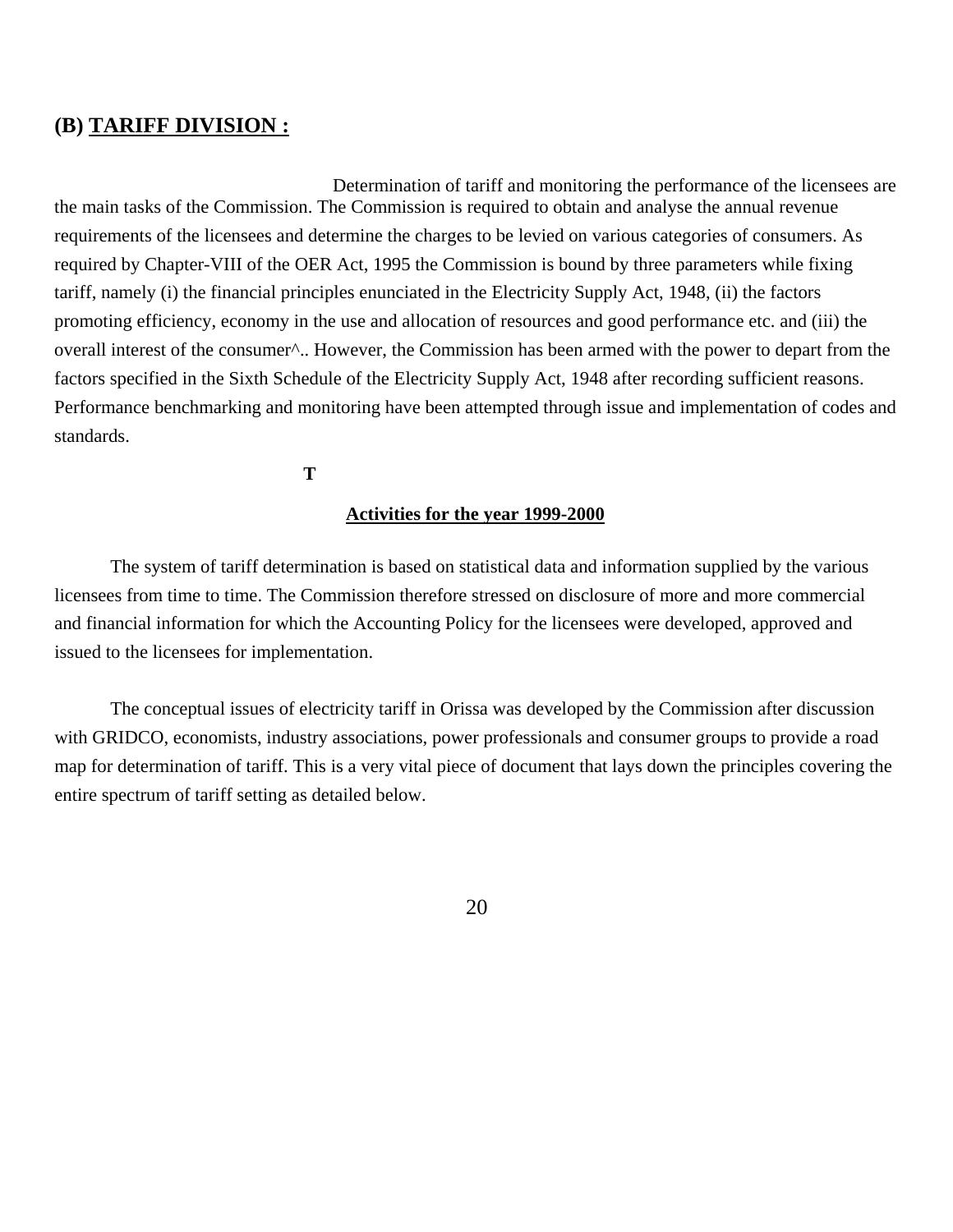## (B) TARIFF DIVISION :

Determination of tariff and monitoring the performance of the licensees are the main tasks of the Commission. The Commission is required to obtain and analyse the annual revenue requirements of the licensees and determine the charges to be levied on various categories of consumers. As required by Chapter-VIII of the OER Act, 1995 the Commission is bound by three parameters while fixing tariff, namely (i) the financial principles enunciated in the Electricity Supply Act, 1948, (ii) the factors promoting efficiency, economy in the use and allocation of resources and good performance etc. and (iii) the overall interest of the consumer^.. However, the Commission has been armed with the power to depart from the factors specified in the Sixth Schedule of the Electricity Supply Act, 1948 after recording sufficient reasons. Performance benchmarking and monitoring have been attempted through issue and implementation of codes and standards.

**T**

### Activities for the year 1999-2000

The system of tariff determination is based on statistical data and information supplied by the various licensees from time to time. The Commission therefore stressed on disclosure of more and more commercial and financial information for which the Accounting Policy for the licensees were developed, approved and issued to the licensees for implementation.

The conceptual issues of electricity tariff in Orissa was developed by the Commission after discussion with GRIDCO, economists, industry associations, power professionals and consumer groups to provide a road map for determination of tariff. This is a very vital piece of document that lays down the principles covering the entire spectrum of tariff setting as detailed below.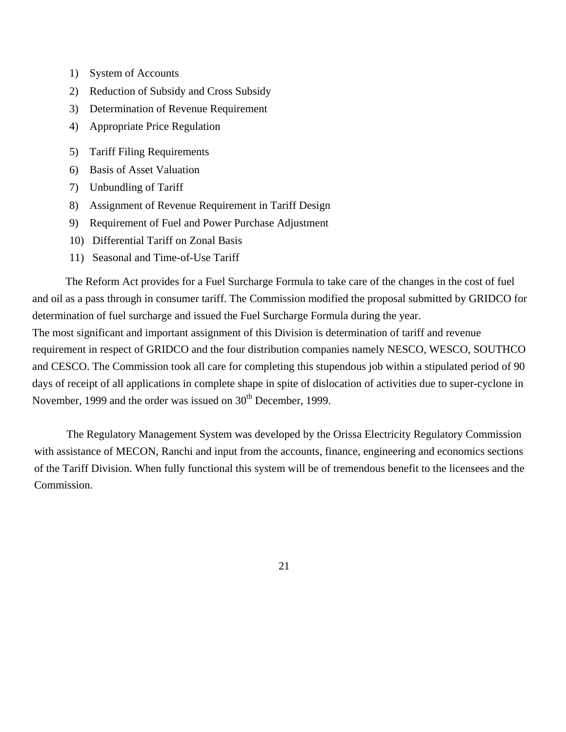1) System of Accounts
2) Reduction of Subsidy and Cross Subsidy
3) Determination of Revenue Requirement
4) Appropriate Price Regulation
5) Tariff Filing Requirements
6) Basis of Asset Valuation
7) Unbundling of Tariff
8) Assignment of Revenue Requirement in Tariff Design
9) Requirement of Fuel and Power Purchase Adjustment
10) Differential Tariff on Zonal Basis
11) Seasonal and Time-of-Use Tariff

The Reform Act provides for a Fuel Surcharge Formula to take care of the changes in the cost of fuel and oil as a pass through in consumer tariff. The Commission modified the proposal submitted by GRIDCO for determination of fuel surcharge and issued the Fuel Surcharge Formula during the year.

The most significant and important assignment of this Division is determination of tariff and revenue requirement in respect of GRIDCO and the four distribution companies namely NESCO, WESCO, SOUTHCO and CESCO. The Commission took all care for completing this stupendous job within a stipulated period of 90 days of receipt of all applications in complete shape in spite of dislocation of activities due to super-cyclone in November, 1999 and the order was issued on 30th December, 1999.

The Regulatory Management System was developed by the Orissa Electricity Regulatory Commission with assistance of MECON, Ranchi and input from the accounts, finance, engineering and economics sections of the Tariff Division. When fully functional this system will be of tremendous benefit to the licensees and the Commission.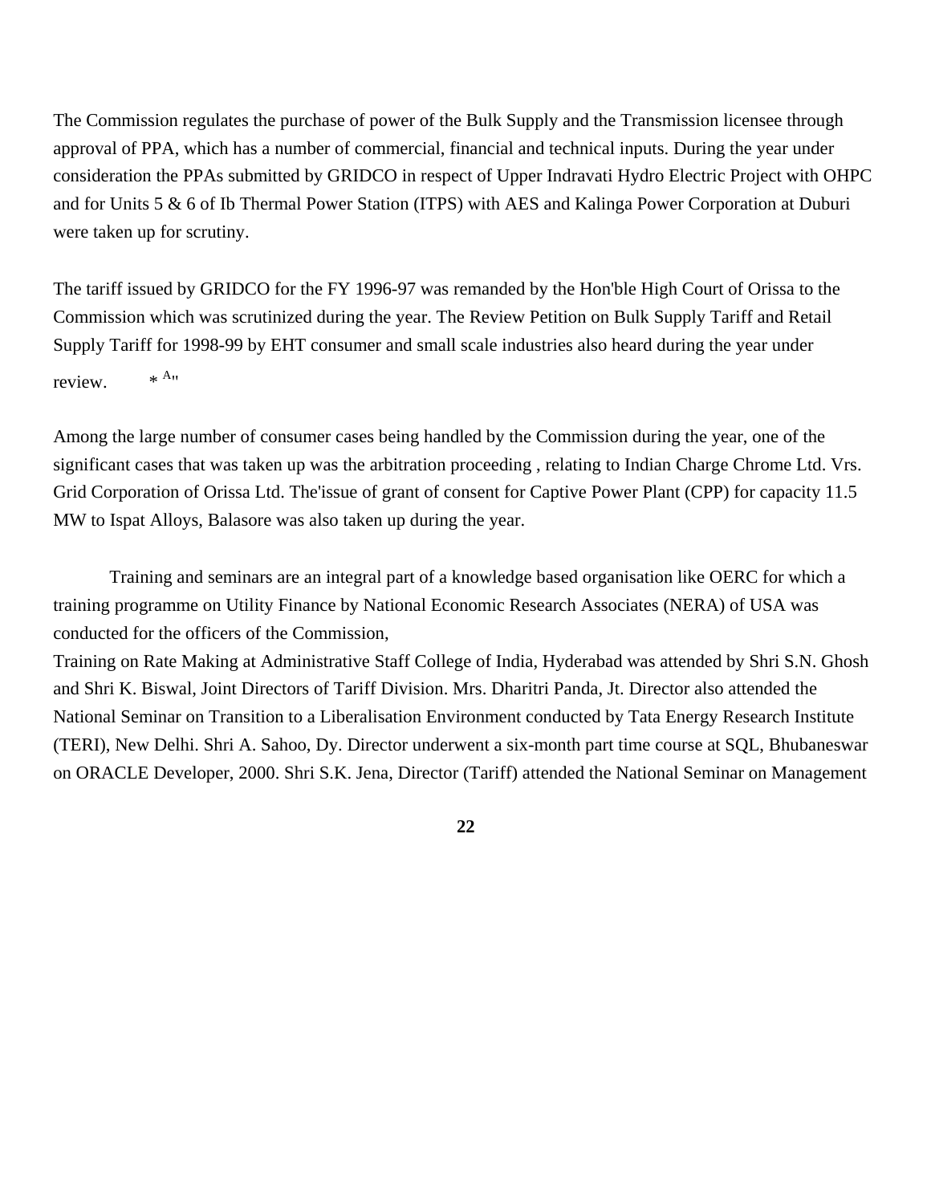The Commission regulates the purchase of power of the Bulk Supply and the Transmission licensee through approval of PPA, which has a number of commercial, financial and technical inputs. During the year under consideration the PPAs submitted by GRIDCO in respect of Upper Indravati Hydro Electric Project with OHPC and for Units 5 & 6 of Ib Thermal Power Station (ITPS) with AES and Kalinga Power Corporation at Duburi were taken up for scrutiny.

The tariff issued by GRIDCO for the FY 1996-97 was remanded by the Hon'ble High Court of Orissa to the Commission which was scrutinized during the year. The Review Petition on Bulk Supply Tariff and Retail Supply Tariff for 1998-99 by EHT consumer and small scale industries also heard during the year under review. * A,"

Among the large number of consumer cases being handled by the Commission during the year, one of the significant cases that was taken up was the arbitration proceeding , relating to Indian Charge Chrome Ltd. Vrs. Grid Corporation of Orissa Ltd. The'issue of grant of consent for Captive Power Plant (CPP) for capacity 11.5 MW to Ispat Alloys, Balasore was also taken up during the year.

Training and seminars are an integral part of a knowledge based organisation like OERC for which a training programme on Utility Finance by National Economic Research Associates (NERA) of USA was conducted for the officers of the Commission,

Training on Rate Making at Administrative Staff College of India, Hyderabad was attended by Shri S.N. Ghosh and Shri K. Biswal, Joint Directors of Tariff Division. Mrs. Dharitri Panda, Jt. Director also attended the National Seminar on Transition to a Liberalisation Environment conducted by Tata Energy Research Institute (TERI), New Delhi. Shri A. Sahoo, Dy. Director underwent a six-month part time course at SQL, Bhubaneswar on ORACLE Developer, 2000. Shri S.K. Jena, Director (Tariff) attended the National Seminar on Management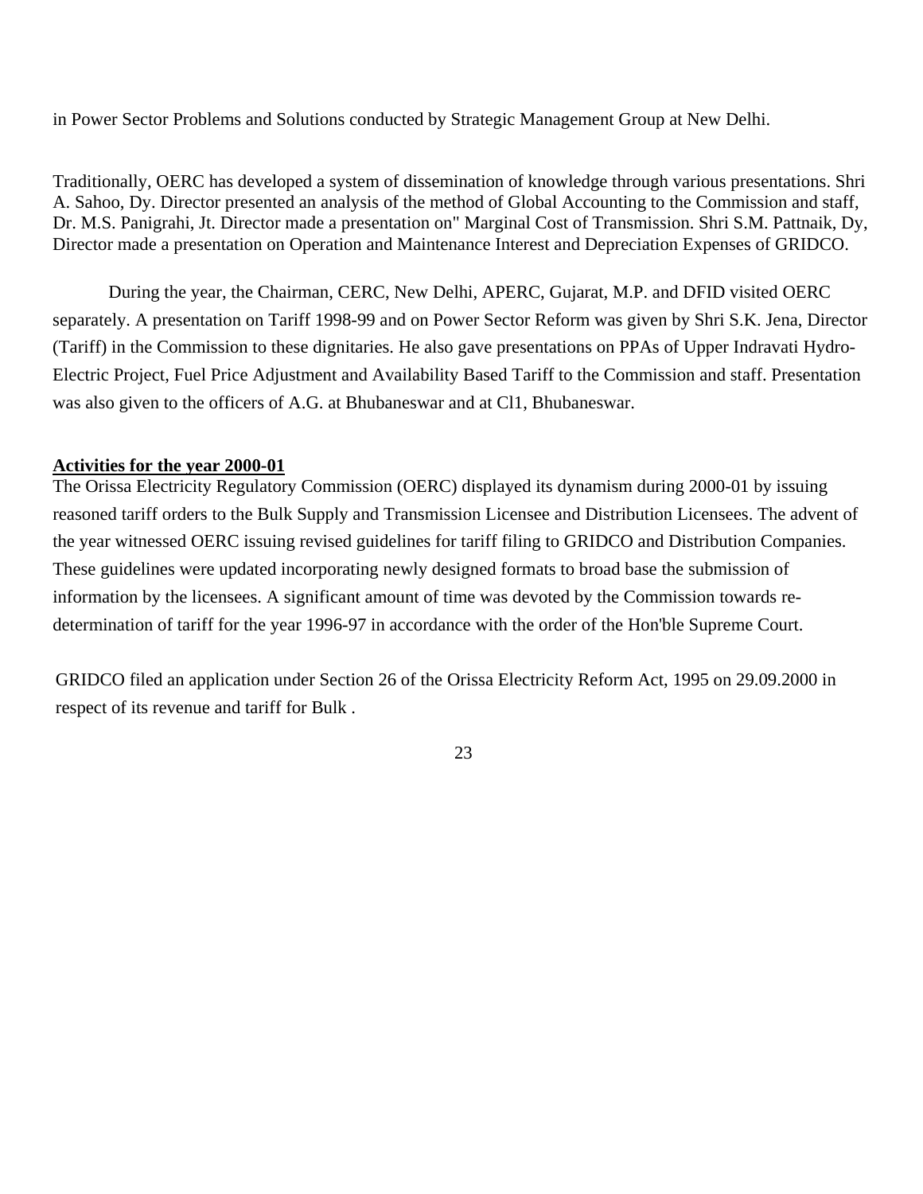in Power Sector Problems and Solutions conducted by Strategic Management Group at New Delhi.

Traditionally, OERC has developed a system of dissemination of knowledge through various presentations. Shri A. Sahoo, Dy. Director presented an analysis of the method of Global Accounting to the Commission and staff, Dr. M.S. Panigrahi, Jt. Director made a presentation on" Marginal Cost of Transmission. Shri S.M. Pattnaik, Dy, Director made a presentation on Operation and Maintenance Interest and Depreciation Expenses of GRIDCO.

During the year, the Chairman, CERC, New Delhi, APERC, Gujarat, M.P. and DFID visited OERC separately. A presentation on Tariff 1998-99 and on Power Sector Reform was given by Shri S.K. Jena, Director (Tariff) in the Commission to these dignitaries. He also gave presentations on PPAs of Upper Indravati Hydro-Electric Project, Fuel Price Adjustment and Availability Based Tariff to the Commission and staff. Presentation was also given to the officers of A.G. at Bhubaneswar and at Cl1, Bhubaneswar.

**Activities for the year 2000-01**

The Orissa Electricity Regulatory Commission (OERC) displayed its dynamism during 2000-01 by issuing reasoned tariff orders to the Bulk Supply and Transmission Licensee and Distribution Licensees. The advent of the year witnessed OERC issuing revised guidelines for tariff filing to GRIDCO and Distribution Companies. These guidelines were updated incorporating newly designed formats to broad base the submission of information by the licensees. A significant amount of time was devoted by the Commission towards re-determination of tariff for the year 1996-97 in accordance with the order of the Hon'ble Supreme Court.

GRIDCO filed an application under Section 26 of the Orissa Electricity Reform Act, 1995 on 29.09.2000 in respect of its revenue and tariff for Bulk .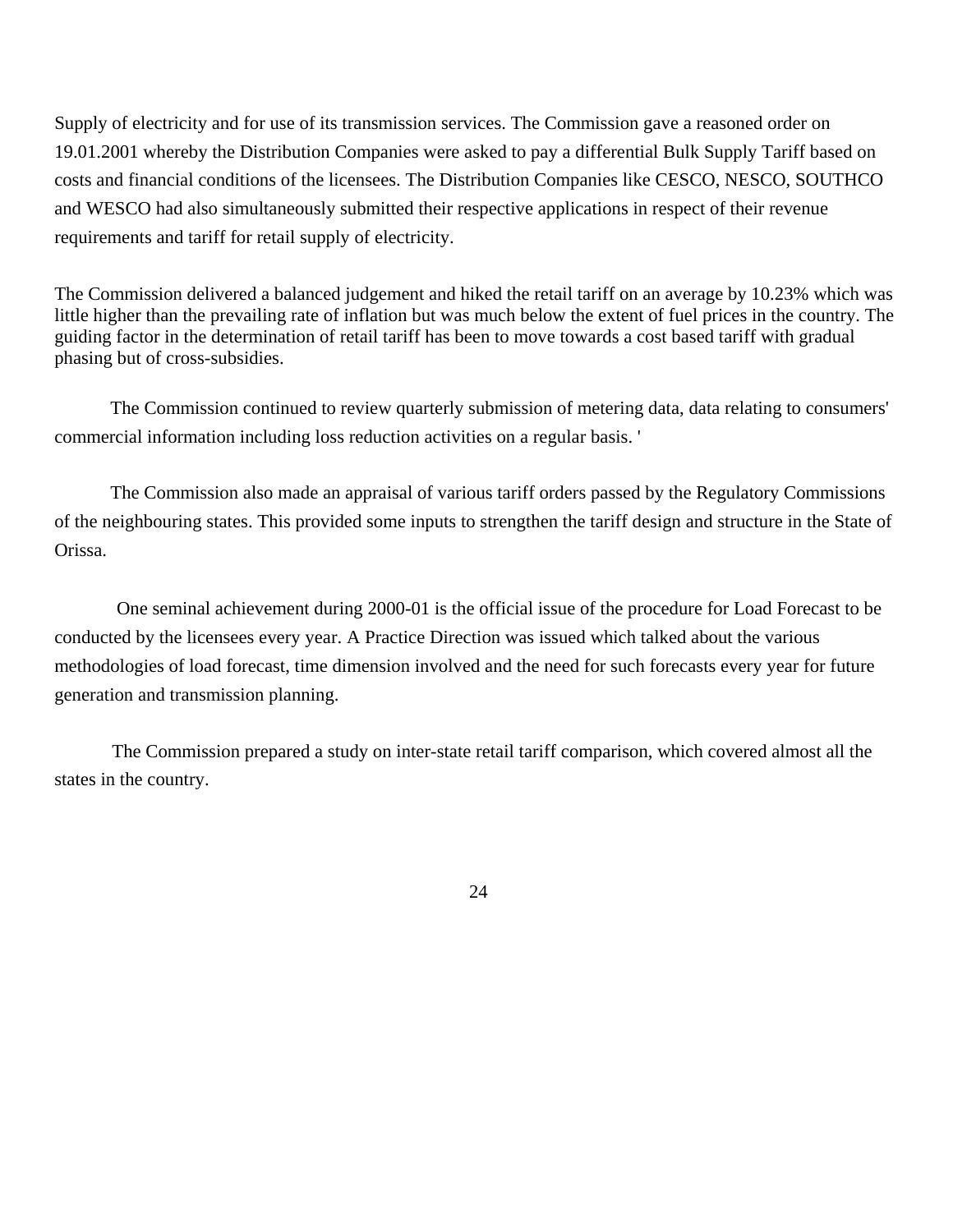Supply of electricity and for use of its transmission services. The Commission gave a reasoned order on 19.01.2001 whereby the Distribution Companies were asked to pay a differential Bulk Supply Tariff based on costs and financial conditions of the licensees. The Distribution Companies like CESCO, NESCO, SOUTHCO and WESCO had also simultaneously submitted their respective applications in respect of their revenue requirements and tariff for retail supply of electricity.

The Commission delivered a balanced judgement and hiked the retail tariff on an average by 10.23% which was little higher than the prevailing rate of inflation but was much below the extent of fuel prices in the country. The guiding factor in the determination of retail tariff has been to move towards a cost based tariff with gradual phasing but of cross-subsidies.

The Commission continued to review quarterly submission of metering data, data relating to consumers' commercial information including loss reduction activities on a regular basis. '

The Commission also made an appraisal of various tariff orders passed by the Regulatory Commissions of the neighbouring states. This provided some inputs to strengthen the tariff design and structure in the State of Orissa.

One seminal achievement during 2000-01 is the official issue of the procedure for Load Forecast to be conducted by the licensees every year. A Practice Direction was issued which talked about the various methodologies of load forecast, time dimension involved and the need for such forecasts every year for future generation and transmission planning.

The Commission prepared a study on inter-state retail tariff comparison, which covered almost all the states in the country.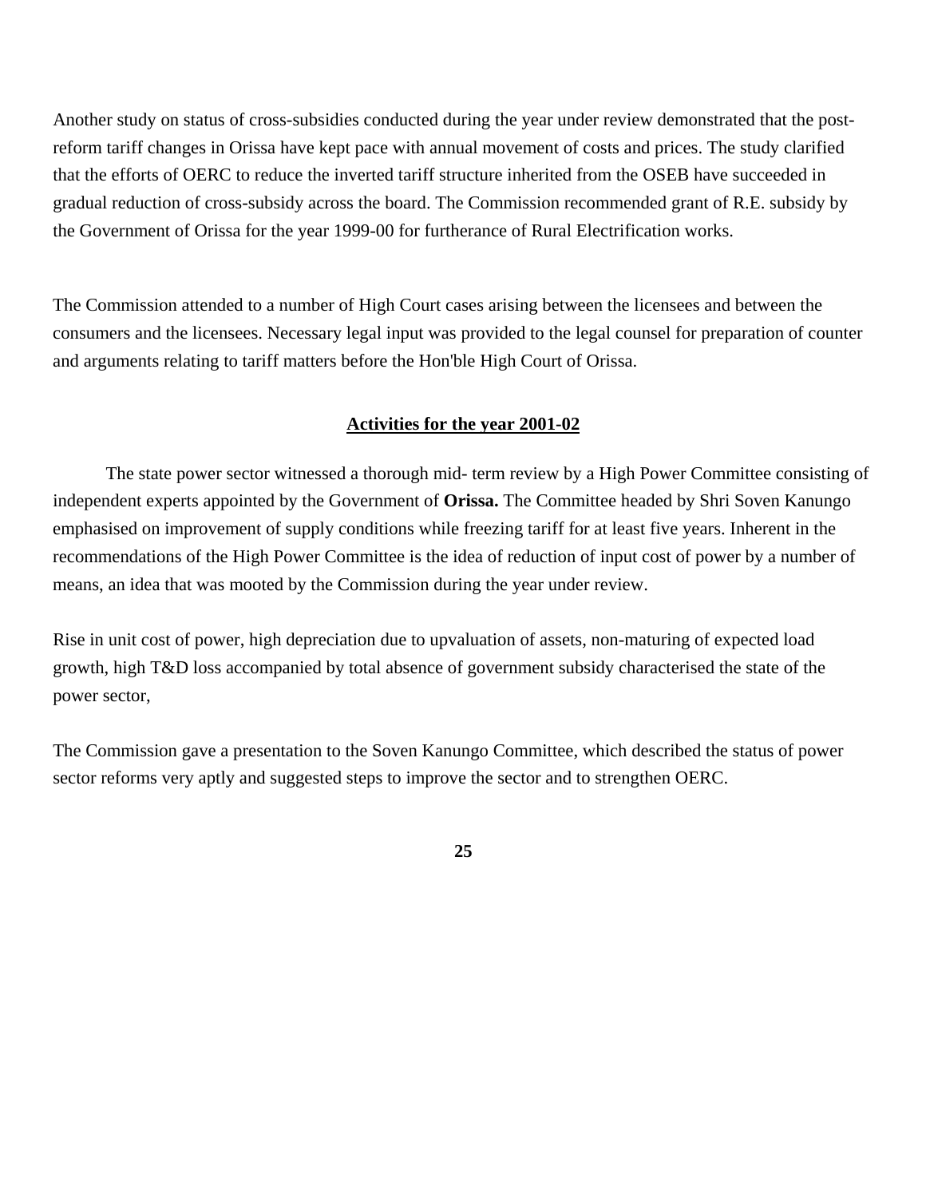Another study on status of cross-subsidies conducted during the year under review demonstrated that the post-reform tariff changes in Orissa have kept pace with annual movement of costs and prices. The study clarified that the efforts of OERC to reduce the inverted tariff structure inherited from the OSEB have succeeded in gradual reduction of cross-subsidy across the board. The Commission recommended grant of R.E. subsidy by the Government of Orissa for the year 1999-00 for furtherance of Rural Electrification works.

The Commission attended to a number of High Court cases arising between the licensees and between the consumers and the licensees. Necessary legal input was provided to the legal counsel for preparation of counter and arguments relating to tariff matters before the Hon'ble High Court of Orissa.

## Activities for the year 2001-02

The state power sector witnessed a thorough mid- term review by a High Power Committee consisting of independent experts appointed by the Government of **Orissa.** The Committee headed by Shri Soven Kanungo emphasised on improvement of supply conditions while freezing tariff for at least five years. Inherent in the recommendations of the High Power Committee is the idea of reduction of input cost of power by a number of means, an idea that was mooted by the Commission during the year under review.

Rise in unit cost of power, high depreciation due to upvaluation of assets, non-maturing of expected load growth, high T&D loss accompanied by total absence of government subsidy characterised the state of the power sector,

The Commission gave a presentation to the Soven Kanungo Committee, which described the status of power sector reforms very aptly and suggested steps to improve the sector and to strengthen OERC.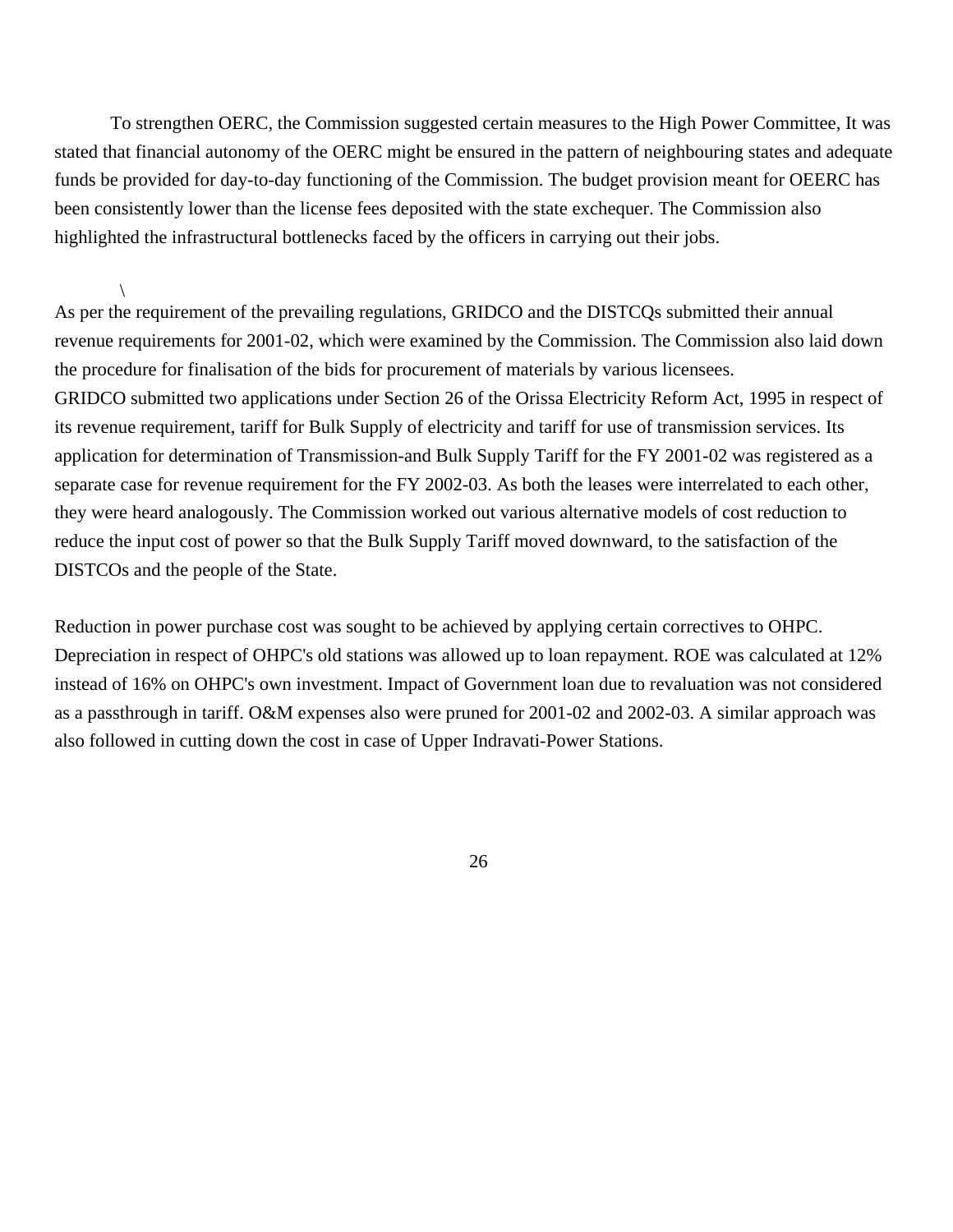To strengthen OERC, the Commission suggested certain measures to the High Power Committee, It was stated that financial autonomy of the OERC might be ensured in the pattern of neighbouring states and adequate funds be provided for day-to-day functioning of the Commission. The budget provision meant for OEERC has been consistently lower than the license fees deposited with the state exchequer. The Commission also highlighted the infrastructural bottlenecks faced by the officers in carrying out their jobs.

\

As per the requirement of the prevailing regulations, GRIDCO and the DISTCQs submitted their annual revenue requirements for 2001-02, which were examined by the Commission. The Commission also laid down the procedure for finalisation of the bids for procurement of materials by various licensees.
GRIDCO submitted two applications under Section 26 of the Orissa Electricity Reform Act, 1995 in respect of its revenue requirement, tariff for Bulk Supply of electricity and tariff for use of transmission services. Its application for determination of Transmission-and Bulk Supply Tariff for the FY 2001-02 was registered as a separate case for revenue requirement for the FY 2002-03. As both the leases were interrelated to each other, they were heard analogously. The Commission worked out various alternative models of cost reduction to reduce the input cost of power so that the Bulk Supply Tariff moved downward, to the satisfaction of the DISTCOs and the people of the State.

Reduction in power purchase cost was sought to be achieved by applying certain correctives to OHPC. Depreciation in respect of OHPC's old stations was allowed up to loan repayment. ROE was calculated at 12% instead of 16% on OHPC's own investment. Impact of Government loan due to revaluation was not considered as a passthrough in tariff. O&M expenses also were pruned for 2001-02 and 2002-03. A similar approach was also followed in cutting down the cost in case of Upper Indravati-Power Stations.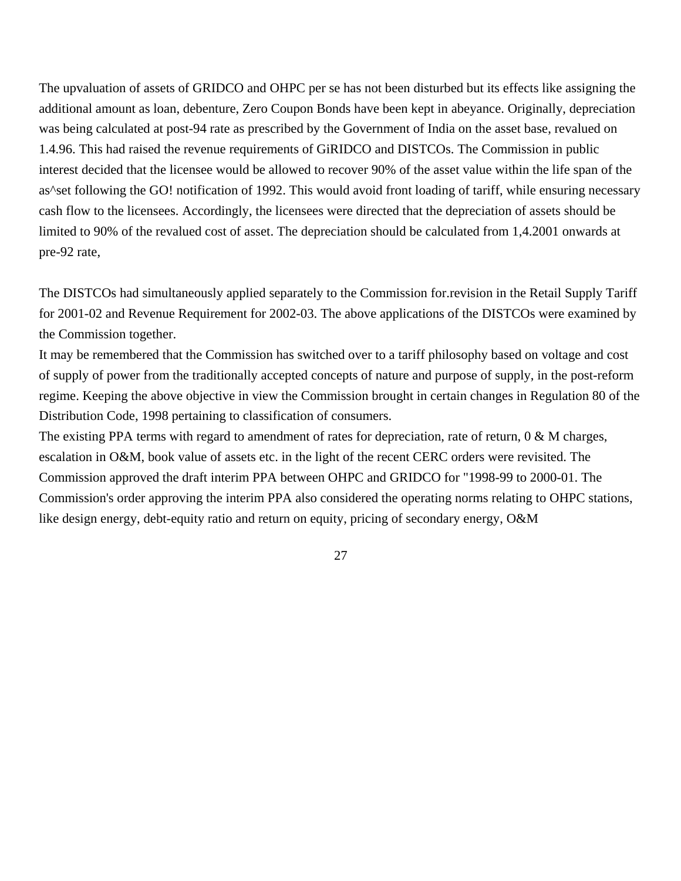The upvaluation of assets of GRIDCO and OHPC per se has not been disturbed but its effects like assigning the additional amount as loan, debenture, Zero Coupon Bonds have been kept in abeyance. Originally, depreciation was being calculated at post-94 rate as prescribed by the Government of India on the asset base, revalued on 1.4.96. This had raised the revenue requirements of GiRIDCO and DISTCOs. The Commission in public interest decided that the licensee would be allowed to recover 90% of the asset value within the life span of the as^set following the GO! notification of 1992. This would avoid front loading of tariff, while ensuring necessary cash flow to the licensees. Accordingly, the licensees were directed that the depreciation of assets should be limited to 90% of the revalued cost of asset. The depreciation should be calculated from 1,4.2001 onwards at pre-92 rate,

The DISTCOs had simultaneously applied separately to the Commission for.revision in the Retail Supply Tariff for 2001-02 and Revenue Requirement for 2002-03. The above applications of the DISTCOs were examined by the Commission together.

It may be remembered that the Commission has switched over to a tariff philosophy based on voltage and cost of supply of power from the traditionally accepted concepts of nature and purpose of supply, in the post-reform regime. Keeping the above objective in view the Commission brought in certain changes in Regulation 80 of the Distribution Code, 1998 pertaining to classification of consumers.

The existing PPA terms with regard to amendment of rates for depreciation, rate of return, 0 & M charges, escalation in O&M, book value of assets etc. in the light of the recent CERC orders were revisited. The Commission approved the draft interim PPA between OHPC and GRIDCO for "1998-99 to 2000-01. The Commission's order approving the interim PPA also considered the operating norms relating to OHPC stations, like design energy, debt-equity ratio and return on equity, pricing of secondary energy, O&M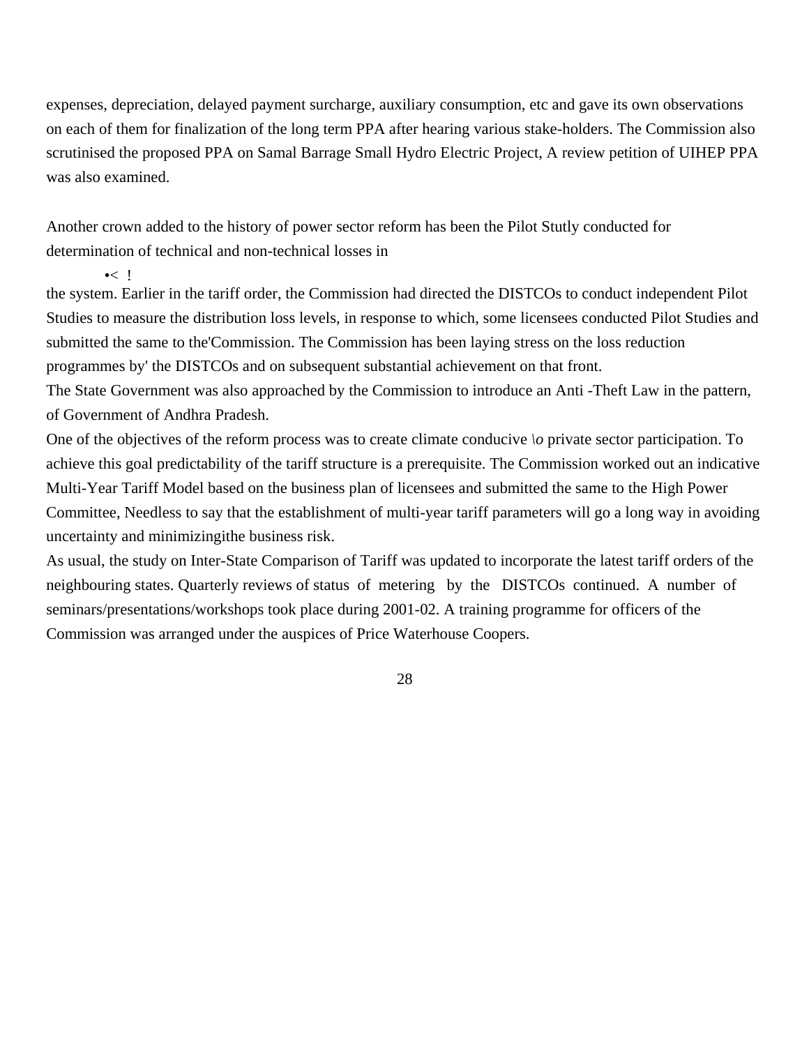expenses, depreciation, delayed payment surcharge, auxiliary consumption, etc and gave its own observations on each of them for finalization of the long term PPA after hearing various stake-holders. The Commission also scrutinised the proposed PPA on Samal Barrage Small Hydro Electric Project, A review petition of UIHEP PPA was also examined.

Another crown added to the history of power sector reform has been the Pilot Stutly conducted for determination of technical and non-technical losses in

•< !

the system. Earlier in the tariff order, the Commission had directed the DISTCOs to conduct independent Pilot Studies to measure the distribution loss levels, in response to which, some licensees conducted Pilot Studies and submitted the same to the'Commission. The Commission has been laying stress on the loss reduction programmes by' the DISTCOs and on subsequent substantial achievement on that front.

The State Government was also approached by the Commission to introduce an Anti -Theft Law in the pattern, of Government of Andhra Pradesh.

One of the objectives of the reform process was to create climate conducive \o private sector participation. To achieve this goal predictability of the tariff structure is a prerequisite. The Commission worked out an indicative Multi-Year Tariff Model based on the business plan of licensees and submitted the same to the High Power Committee, Needless to say that the establishment of multi-year tariff parameters will go a long way in avoiding uncertainty and minimizingithe business risk.

As usual, the study on Inter-State Comparison of Tariff was updated to incorporate the latest tariff orders of the neighbouring states. Quarterly reviews of status of metering by the DISTCOs continued. A number of seminars/presentations/workshops took place during 2001-02. A training programme for officers of the Commission was arranged under the auspices of Price Waterhouse Coopers.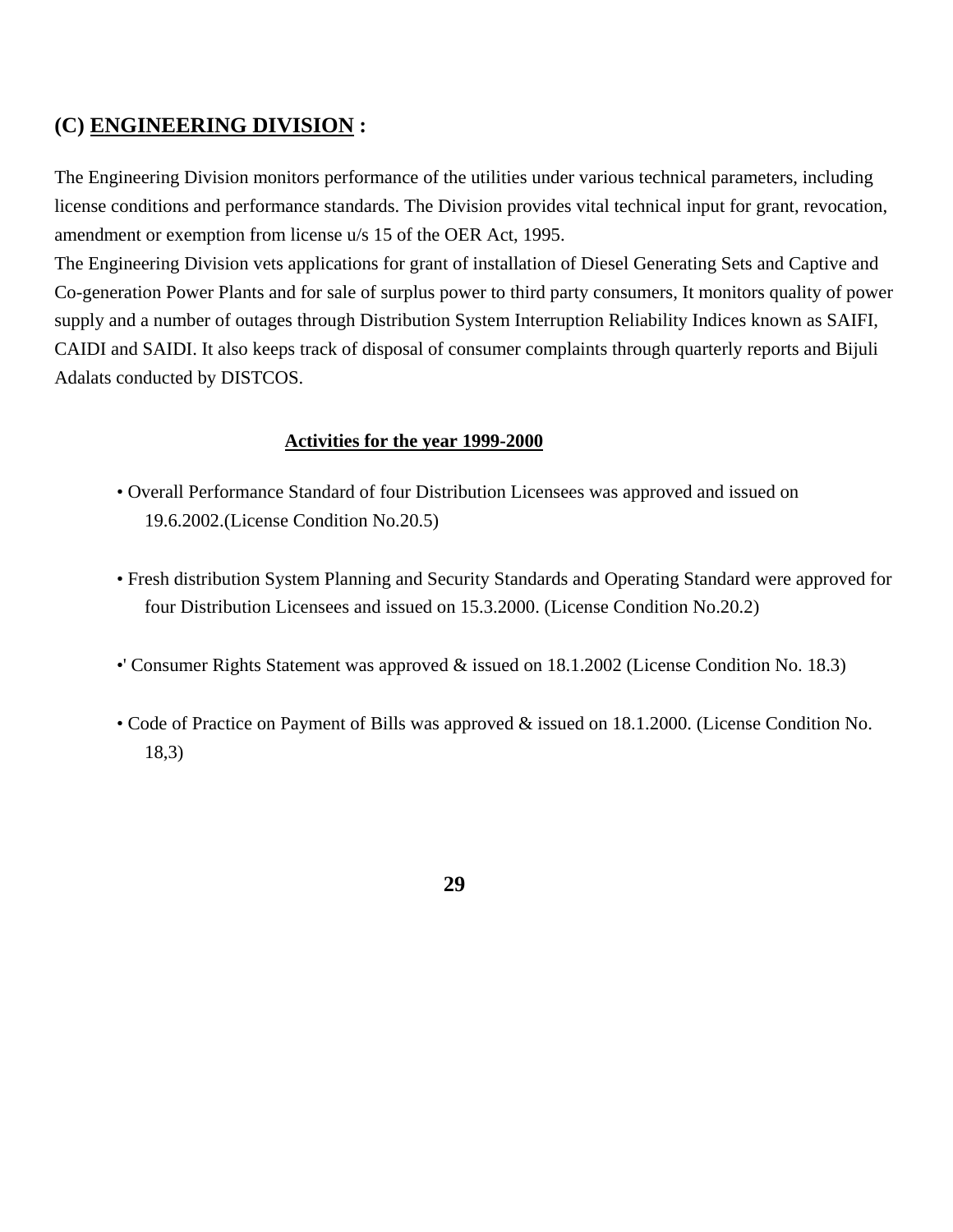## (C) ENGINEERING DIVISION :

The Engineering Division monitors performance of the utilities under various technical parameters, including license conditions and performance standards. The Division provides vital technical input for grant, revocation, amendment or exemption from license u/s 15 of the OER Act, 1995.

The Engineering Division vets applications for grant of installation of Diesel Generating Sets and Captive and Co-generation Power Plants and for sale of surplus power to third party consumers, It monitors quality of power supply and a number of outages through Distribution System Interruption Reliability Indices known as SAIFI, CAIDI and SAIDI. It also keeps track of disposal of consumer complaints through quarterly reports and Bijuli Adalats conducted by DISTCOS.

**Activities for the year 1999-2000**

- Overall Performance Standard of four Distribution Licensees was approved and issued on 19.6.2002.(License Condition No.20.5)
- Fresh distribution System Planning and Security Standards and Operating Standard were approved for four Distribution Licensees and issued on 15.3.2000. (License Condition No.20.2)
- ' Consumer Rights Statement was approved & issued on 18.1.2002 (License Condition No. 18.3)
- Code of Practice on Payment of Bills was approved & issued on 18.1.2000. (License Condition No. 18,3)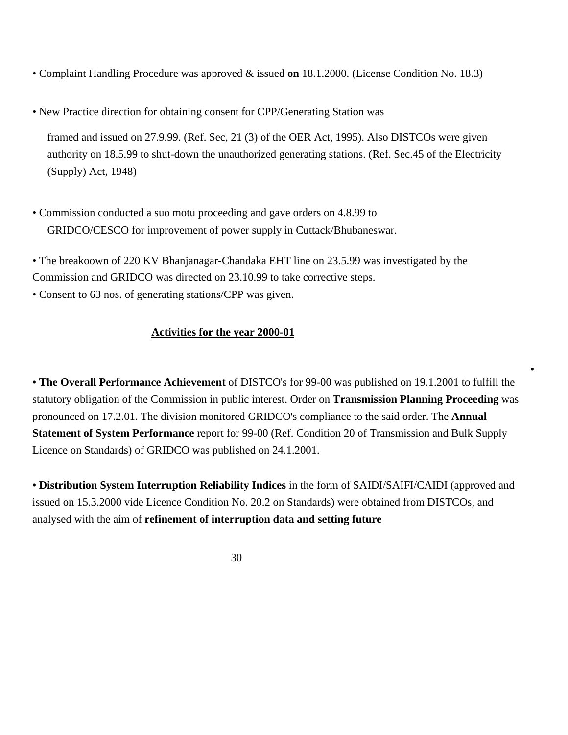- Complaint Handling Procedure was approved & issued **on** 18.1.2000. (License Condition No. 18.3)

- New Practice direction for obtaining consent for CPP/Generating Station was

  framed and issued on 27.9.99. (Ref. Sec, 21 (3) of the OER Act, 1995). Also DISTCOs were given authority on 18.5.99 to shut-down the unauthorized generating stations. (Ref. Sec.45 of the Electricity (Supply) Act, 1948)

- Commission conducted a suo motu proceeding and gave orders on 4.8.99 to GRIDCO/CESCO for improvement of power supply in Cuttack/Bhubaneswar.

- The breakoown of 220 KV Bhanjanagar-Chandaka EHT line on 23.5.99 was investigated by the Commission and GRIDCO was directed on 23.10.99 to take corrective steps.
- Consent to 63 nos. of generating stations/CPP was given.

**Activities for the year 2000-01**

- **The Overall Performance Achievement** of DISTCO's for 99-00 was published on 19.1.2001 to fulfill the statutory obligation of the Commission in public interest. Order on **Transmission Planning Proceeding** was pronounced on 17.2.01. The division monitored GRIDCO's compliance to the said order. The **Annual Statement of System Performance** report for 99-00 (Ref. Condition 20 of Transmission and Bulk Supply Licence on Standards) of GRIDCO was published on 24.1.2001.

- **Distribution System Interruption Reliability Indices** in the form of SAIDI/SAIFI/CAIDI (approved and issued on 15.3.2000 vide Licence Condition No. 20.2 on Standards) were obtained from DISTCOs, and analysed with the aim of **refinement of interruption data and setting future**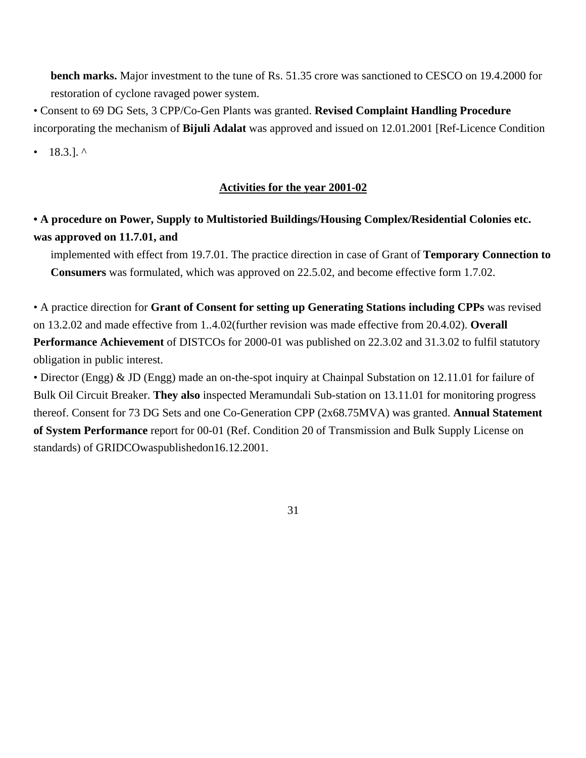**bench marks.** Major investment to the tune of Rs. 51.35 crore was sanctioned to CESCO on 19.4.2000 for restoration of cyclone ravaged power system.

• Consent to 69 DG Sets, 3 CPP/Co-Gen Plants was granted. **Revised Complaint Handling Procedure** incorporating the mechanism of **Bijuli Adalat** was approved and issued on 12.01.2001 [Ref-Licence Condition

• 18.3.]. ^

## Activities for the year 2001-02

**• A procedure on Power, Supply to Multistoried Buildings/Housing Complex/Residential Colonies etc. was approved on 11.7.01, and**

implemented with effect from 19.7.01. The practice direction in case of Grant of **Temporary Connection to Consumers** was formulated, which was approved on 22.5.02, and become effective form 1.7.02.

• A practice direction for **Grant of Consent for setting up Generating Stations including CPPs** was revised on 13.2.02 and made effective from 1..4.02(further revision was made effective from 20.4.02). **Overall Performance Achievement** of DISTCOs for 2000-01 was published on 22.3.02 and 31.3.02 to fulfil statutory obligation in public interest.

• Director (Engg) & JD (Engg) made an on-the-spot inquiry at Chainpal Substation on 12.11.01 for failure of Bulk Oil Circuit Breaker. **They also** inspected Meramundali Sub-station on 13.11.01 for monitoring progress thereof. Consent for 73 DG Sets and one Co-Generation CPP (2x68.75MVA) was granted. **Annual Statement of System Performance** report for 00-01 (Ref. Condition 20 of Transmission and Bulk Supply License on standards) of GRIDCOwaspublishedon16.12.2001.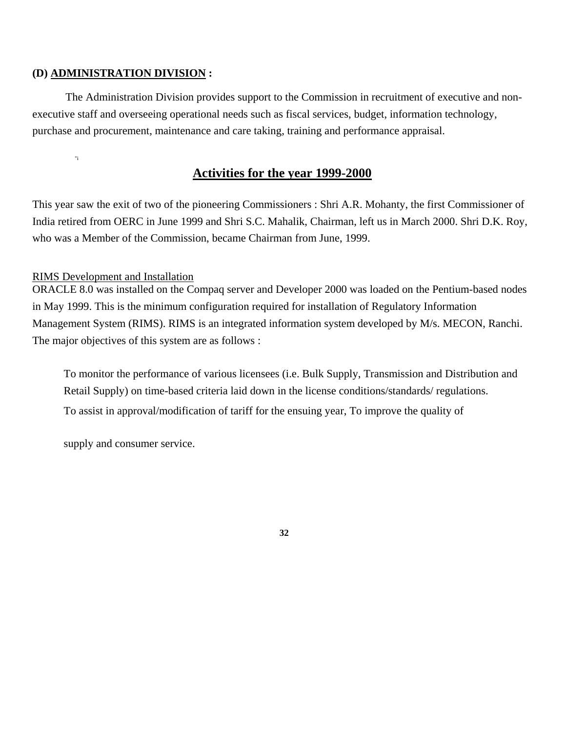**(D) ADMINISTRATION DIVISION :**

The Administration Division provides support to the Commission in recruitment of executive and non-executive staff and overseeing operational needs such as fiscal services, budget, information technology, purchase and procurement, maintenance and care taking, training and performance appraisal.

"i

## Activities for the year 1999-2000

This year saw the exit of two of the pioneering Commissioners : Shri A.R. Mohanty, the first Commissioner of India retired from OERC in June 1999 and Shri S.C. Mahalik, Chairman, left us in March 2000. Shri D.K. Roy, who was a Member of the Commission, became Chairman from June, 1999.

RIMS Development and Installation

ORACLE 8.0 was installed on the Compaq server and Developer 2000 was loaded on the Pentium-based nodes in May 1999. This is the minimum configuration required for installation of Regulatory Information Management System (RIMS). RIMS is an integrated information system developed by M/s. MECON, Ranchi. The major objectives of this system are as follows :

To monitor the performance of various licensees (i.e. Bulk Supply, Transmission and Distribution and Retail Supply) on time-based criteria laid down in the license conditions/standards/ regulations.

To assist in approval/modification of tariff for the ensuing year, To improve the quality of

supply and consumer service.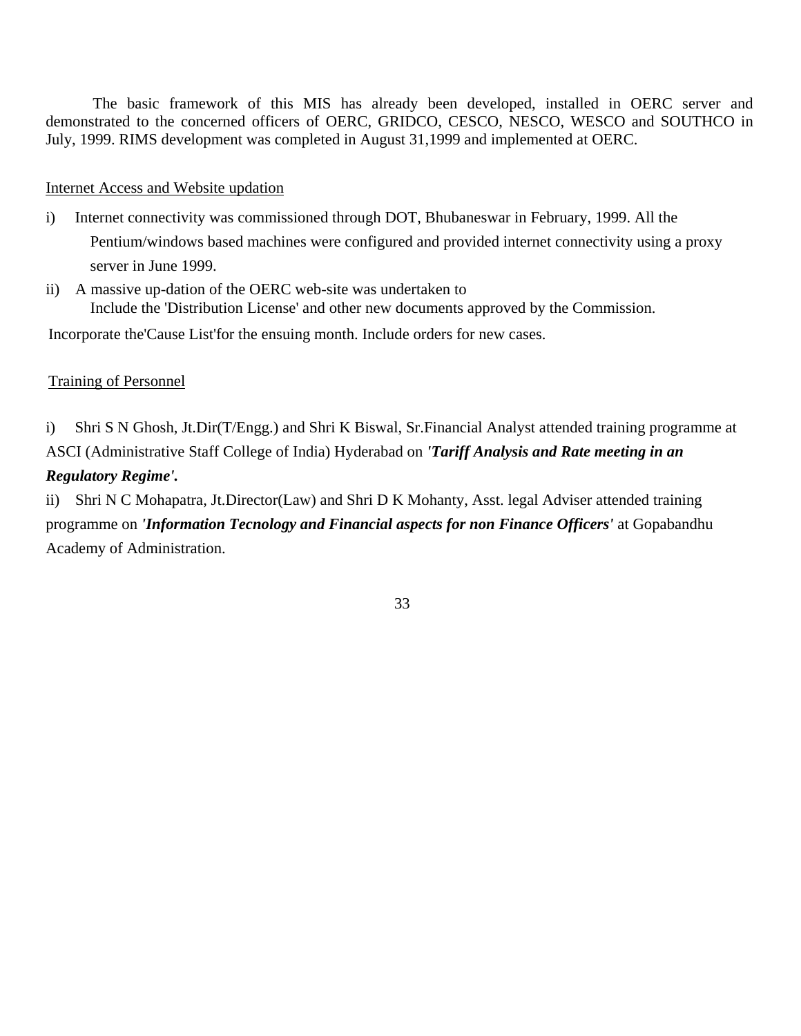The basic framework of this MIS has already been developed, installed in OERC server and demonstrated to the concerned officers of OERC, GRIDCO, CESCO, NESCO, WESCO and SOUTHCO in July, 1999. RIMS development was completed in August 31,1999 and implemented at OERC.

<u>Internet Access and Website updation</u>

i) Internet connectivity was commissioned through DOT, Bhubaneswar in February, 1999. All the Pentium/windows based machines were configured and provided internet connectivity using a proxy server in June 1999.

ii) A massive up-dation of the OERC web-site was undertaken to
Include the 'Distribution License' and other new documents approved by the Commission.

Incorporate the'Cause List'for the ensuing month. Include orders for new cases.

<u>Training of Personnel</u>

i) Shri S N Ghosh, Jt.Dir(T/Engg.) and Shri K Biswal, Sr.Financial Analyst attended training programme at ASCI (Administrative Staff College of India) Hyderabad on ***'Tariff Analysis and Rate meeting in an Regulatory Regime'.***

ii) Shri N C Mohapatra, Jt.Director(Law) and Shri D K Mohanty, Asst. legal Adviser attended training programme on ***'Information Tecnology and Financial aspects for non Finance Officers'*** at Gopabandhu Academy of Administration.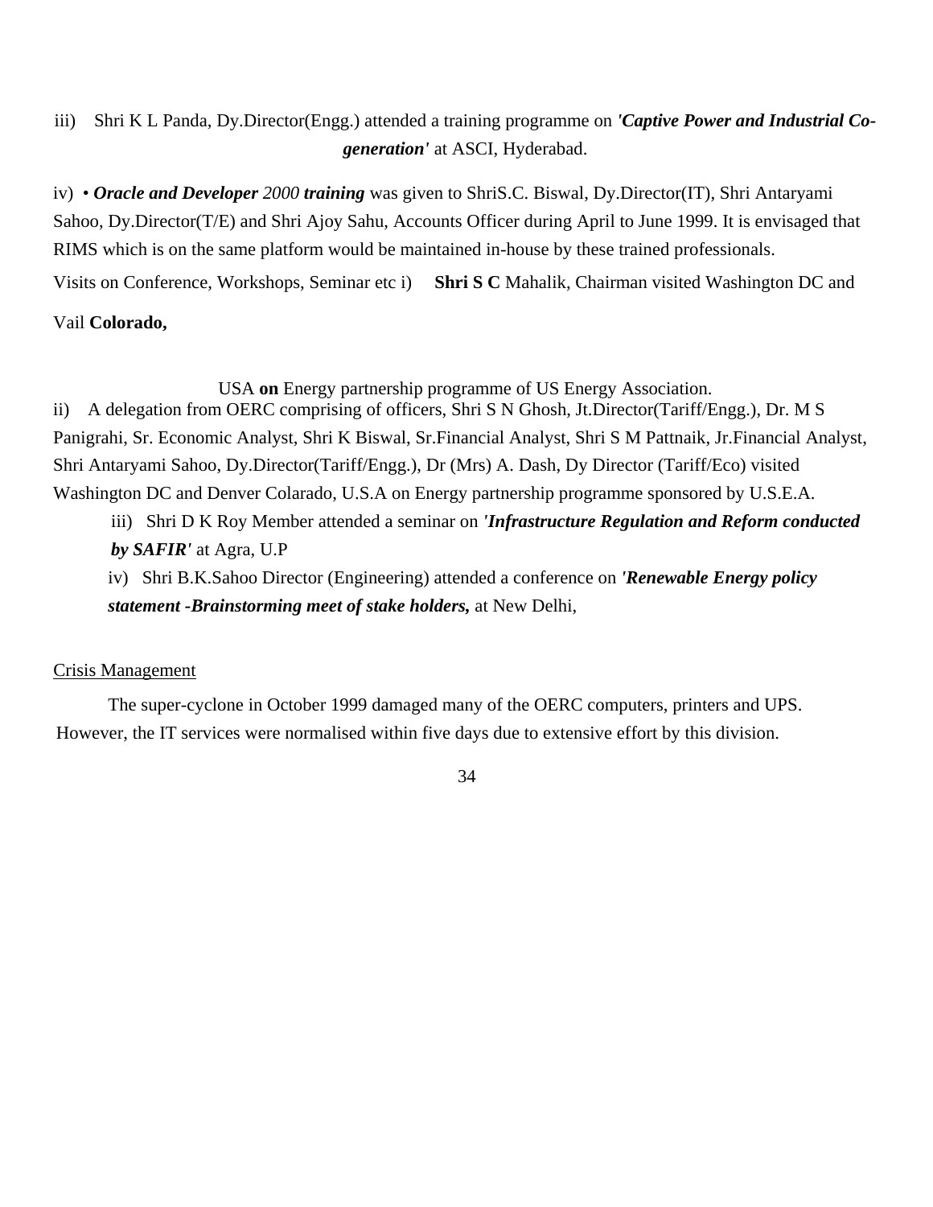iii) Shri K L Panda, Dy.Director(Engg.) attended a training programme on ***'Captive Power and Industrial Co-generation'*** at ASCI, Hyderabad.

iv) • ***Oracle and Developer*** *2000* ***training*** was given to ShriS.C. Biswal, Dy.Director(IT), Shri Antaryami Sahoo, Dy.Director(T/E) and Shri Ajoy Sahu, Accounts Officer during April to June 1999. It is envisaged that RIMS which is on the same platform would be maintained in-house by these trained professionals.

Visits on Conference, Workshops, Seminar etc i) **Shri S C** Mahalik, Chairman visited Washington DC and Vail **Colorado,** USA **on** Energy partnership programme of US Energy Association.

ii) A delegation from OERC comprising of officers, Shri S N Ghosh, Jt.Director(Tariff/Engg.), Dr. M S Panigrahi, Sr. Economic Analyst, Shri K Biswal, Sr.Financial Analyst, Shri S M Pattnaik, Jr.Financial Analyst, Shri Antaryami Sahoo, Dy.Director(Tariff/Engg.), Dr (Mrs) A. Dash, Dy Director (Tariff/Eco) visited Washington DC and Denver Colarado, U.S.A on Energy partnership programme sponsored by U.S.E.A.

iii) Shri D K Roy Member attended a seminar on ***'Infrastructure Regulation and Reform conducted by SAFIR'*** at Agra, U.P

iv) Shri B.K.Sahoo Director (Engineering) attended a conference on ***'Renewable Energy policy statement -Brainstorming meet of stake holders,*** at New Delhi,

Crisis Management

The super-cyclone in October 1999 damaged many of the OERC computers, printers and UPS. However, the IT services were normalised within five days due to extensive effort by this division.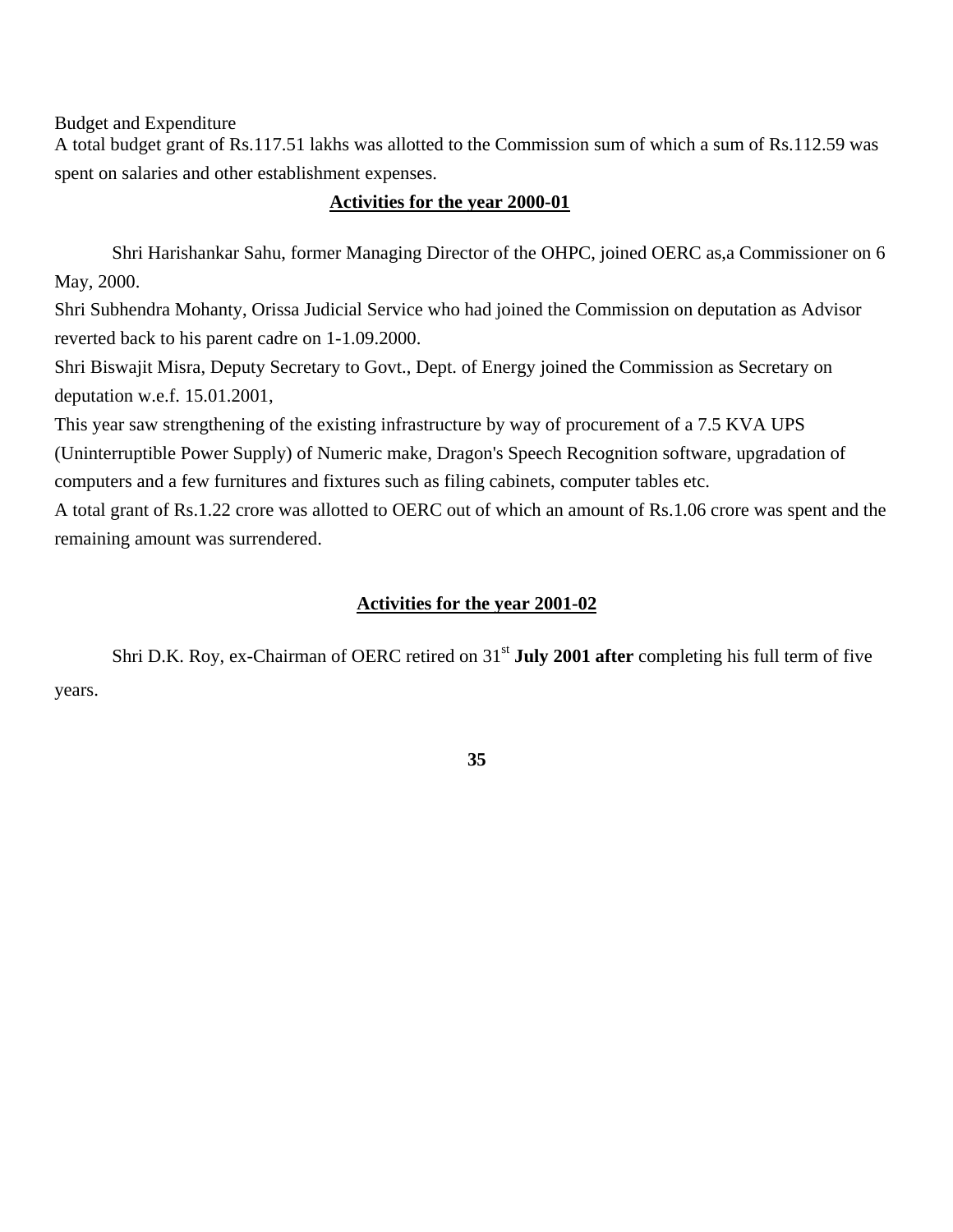Budget and Expenditure

A total budget grant of Rs.117.51 lakhs was allotted to the Commission sum of which a sum of Rs.112.59 was spent on salaries and other establishment expenses.

## Activities for the year 2000-01

Shri Harishankar Sahu, former Managing Director of the OHPC, joined OERC as,a Commissioner on 6 May, 2000.

Shri Subhendra Mohanty, Orissa Judicial Service who had joined the Commission on deputation as Advisor reverted back to his parent cadre on 1-1.09.2000.

Shri Biswajit Misra, Deputy Secretary to Govt., Dept. of Energy joined the Commission as Secretary on deputation w.e.f. 15.01.2001,

This year saw strengthening of the existing infrastructure by way of procurement of a 7.5 KVA UPS (Uninterruptible Power Supply) of Numeric make, Dragon's Speech Recognition software, upgradation of computers and a few furnitures and fixtures such as filing cabinets, computer tables etc.

A total grant of Rs.1.22 crore was allotted to OERC out of which an amount of Rs.1.06 crore was spent and the remaining amount was surrendered.

## Activities for the year 2001-02

Shri D.K. Roy, ex-Chairman of OERC retired on 31st **July 2001 after** completing his full term of five years.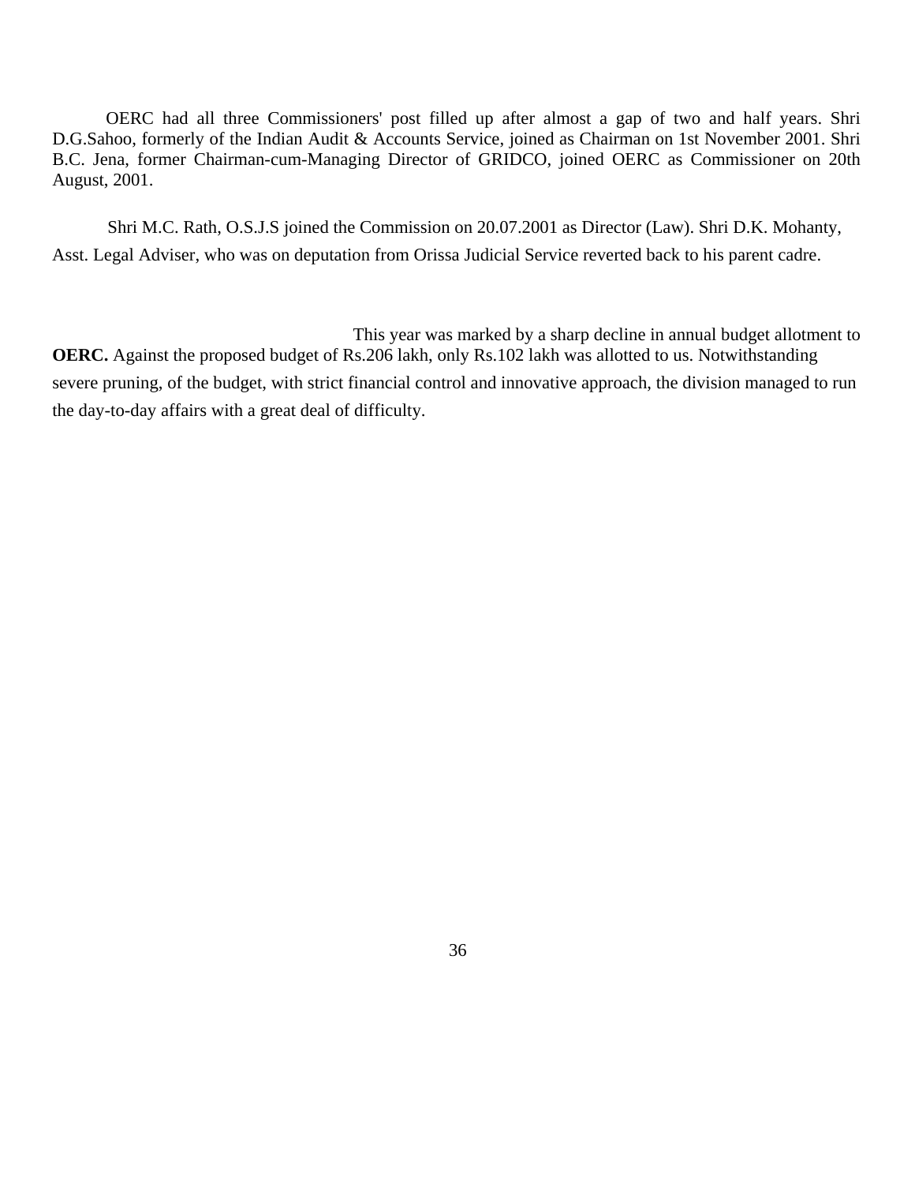OERC had all three Commissioners' post filled up after almost a gap of two and half years. Shri D.G.Sahoo, formerly of the Indian Audit & Accounts Service, joined as Chairman on 1st November 2001. Shri B.C. Jena, former Chairman-cum-Managing Director of GRIDCO, joined OERC as Commissioner on 20th August, 2001.

Shri M.C. Rath, O.S.J.S joined the Commission on 20.07.2001 as Director (Law). Shri D.K. Mohanty, Asst. Legal Adviser, who was on deputation from Orissa Judicial Service reverted back to his parent cadre.

This year was marked by a sharp decline in annual budget allotment to **OERC.** Against the proposed budget of Rs.206 lakh, only Rs.102 lakh was allotted to us. Notwithstanding severe pruning, of the budget, with strict financial control and innovative approach, the division managed to run the day-to-day affairs with a great deal of difficulty.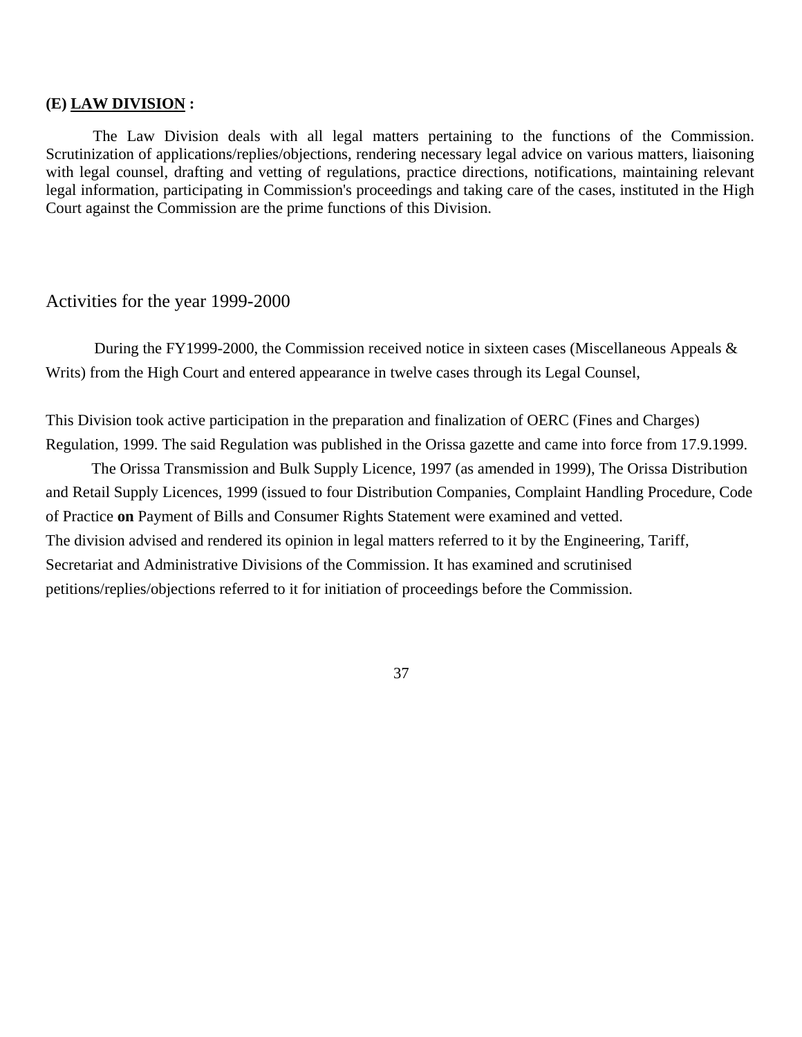### (E) LAW DIVISION :

The Law Division deals with all legal matters pertaining to the functions of the Commission. Scrutinization of applications/replies/objections, rendering necessary legal advice on various matters, liaisoning with legal counsel, drafting and vetting of regulations, practice directions, notifications, maintaining relevant legal information, participating in Commission's proceedings and taking care of the cases, instituted in the High Court against the Commission are the prime functions of this Division.

## Activities for the year 1999-2000

During the FY1999-2000, the Commission received notice in sixteen cases (Miscellaneous Appeals & Writs) from the High Court and entered appearance in twelve cases through its Legal Counsel,

This Division took active participation in the preparation and finalization of OERC (Fines and Charges) Regulation, 1999. The said Regulation was published in the Orissa gazette and came into force from 17.9.1999.

The Orissa Transmission and Bulk Supply Licence, 1997 (as amended in 1999), The Orissa Distribution and Retail Supply Licences, 1999 (issued to four Distribution Companies, Complaint Handling Procedure, Code of Practice **on** Payment of Bills and Consumer Rights Statement were examined and vetted.

The division advised and rendered its opinion in legal matters referred to it by the Engineering, Tariff, Secretariat and Administrative Divisions of the Commission. It has examined and scrutinised petitions/replies/objections referred to it for initiation of proceedings before the Commission.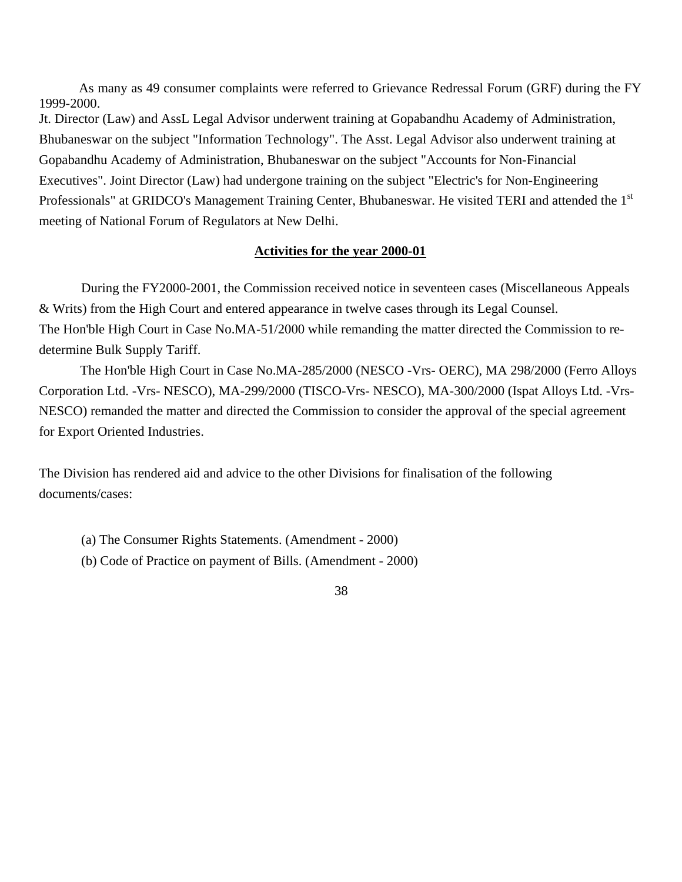As many as 49 consumer complaints were referred to Grievance Redressal Forum (GRF) during the FY 1999-2000.

Jt. Director (Law) and AssL Legal Advisor underwent training at Gopabandhu Academy of Administration, Bhubaneswar on the subject "Information Technology". The Asst. Legal Advisor also underwent training at Gopabandhu Academy of Administration, Bhubaneswar on the subject "Accounts for Non-Financial Executives". Joint Director (Law) had undergone training on the subject "Electric's for Non-Engineering Professionals" at GRIDCO's Management Training Center, Bhubaneswar. He visited TERI and attended the 1st meeting of National Forum of Regulators at New Delhi.

## Activities for the year 2000-01

During the FY2000-2001, the Commission received notice in seventeen cases (Miscellaneous Appeals & Writs) from the High Court and entered appearance in twelve cases through its Legal Counsel.

The Hon'ble High Court in Case No.MA-51/2000 while remanding the matter directed the Commission to re-determine Bulk Supply Tariff.

The Hon'ble High Court in Case No.MA-285/2000 (NESCO -Vrs- OERC), MA 298/2000 (Ferro Alloys Corporation Ltd. -Vrs- NESCO), MA-299/2000 (TISCO-Vrs- NESCO), MA-300/2000 (Ispat Alloys Ltd. -Vrs- NESCO) remanded the matter and directed the Commission to consider the approval of the special agreement for Export Oriented Industries.

The Division has rendered aid and advice to the other Divisions for finalisation of the following documents/cases:

(a) The Consumer Rights Statements. (Amendment - 2000)

(b) Code of Practice on payment of Bills. (Amendment - 2000)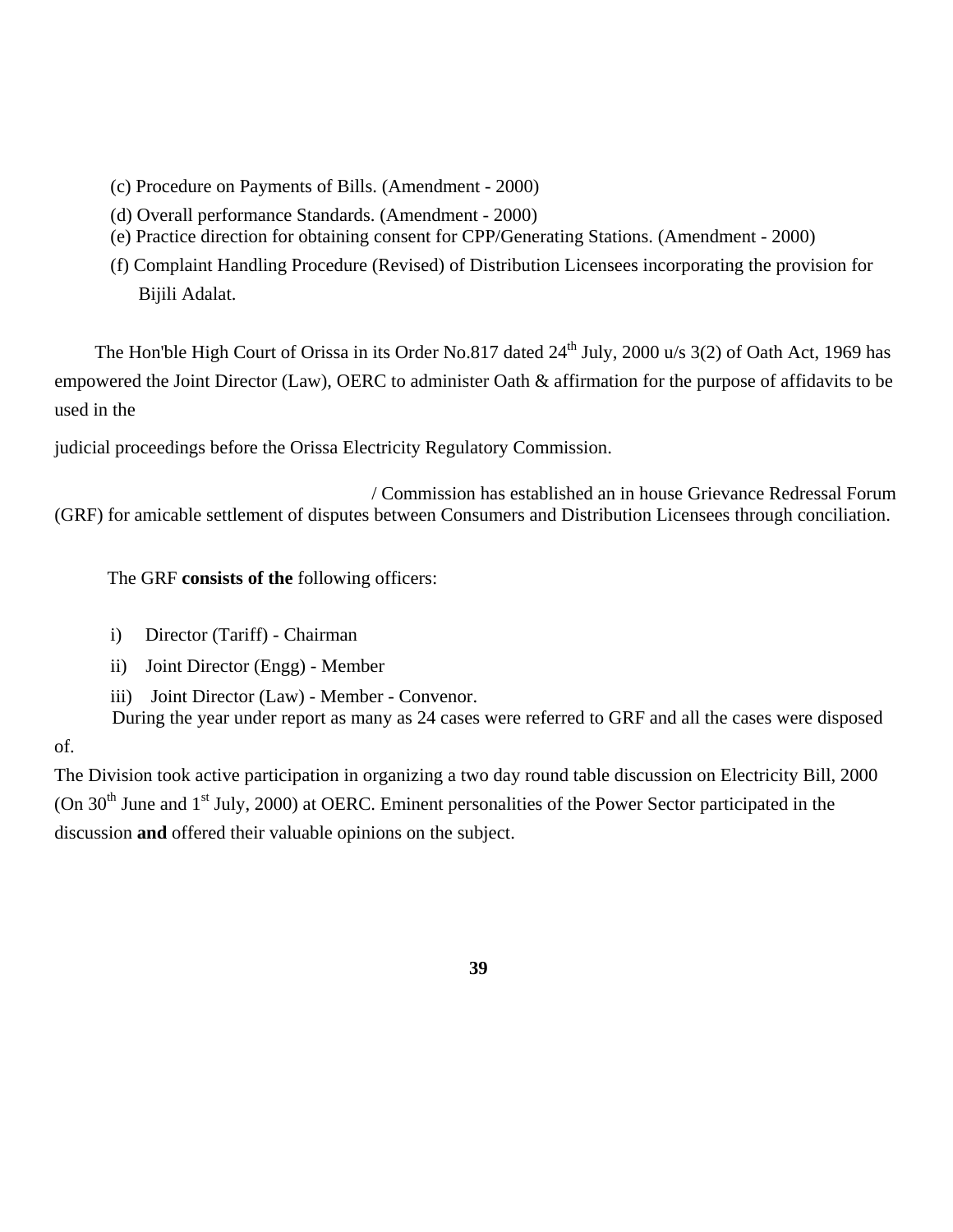(c) Procedure on Payments of Bills. (Amendment - 2000)

(d) Overall performance Standards. (Amendment - 2000)

(e) Practice direction for obtaining consent for CPP/Generating Stations. (Amendment - 2000)

(f) Complaint Handling Procedure (Revised) of Distribution Licensees incorporating the provision for Bijili Adalat.

The Hon'ble High Court of Orissa in its Order No.817 dated 24th July, 2000 u/s 3(2) of Oath Act, 1969 has empowered the Joint Director (Law), OERC to administer Oath & affirmation for the purpose of affidavits to be used in the judicial proceedings before the Orissa Electricity Regulatory Commission.

/ Commission has established an in house Grievance Redressal Forum (GRF) for amicable settlement of disputes between Consumers and Distribution Licensees through conciliation.

The GRF **consists of the** following officers:

i) Director (Tariff) - Chairman

ii) Joint Director (Engg) - Member

iii) Joint Director (Law) - Member - Convenor.

During the year under report as many as 24 cases were referred to GRF and all the cases were disposed of.

The Division took active participation in organizing a two day round table discussion on Electricity Bill, 2000 (On 30th June and 1st July, 2000) at OERC. Eminent personalities of the Power Sector participated in the discussion **and** offered their valuable opinions on the subject.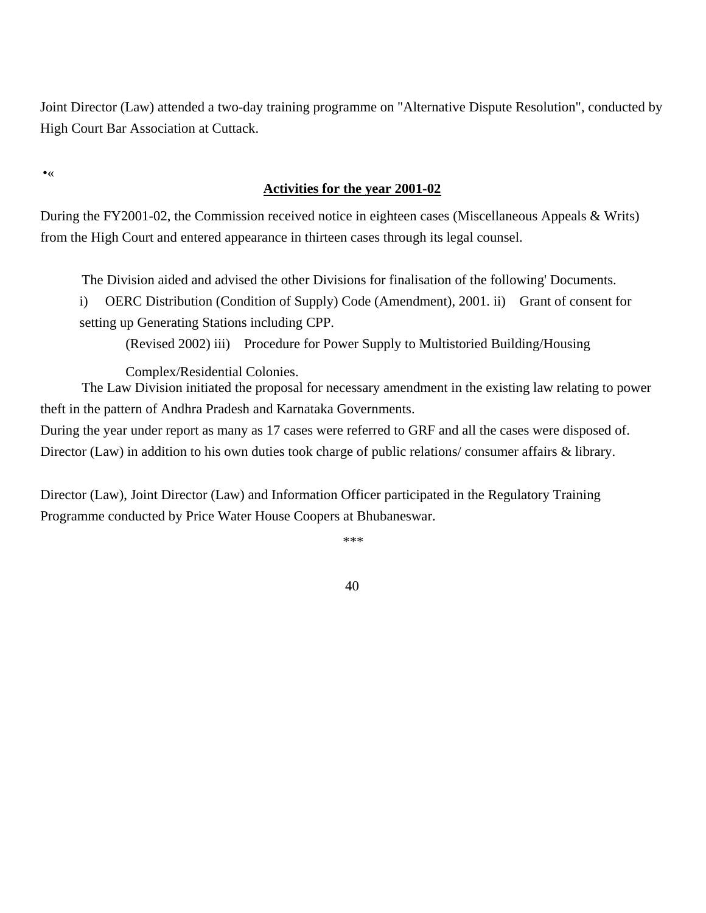Joint Director (Law) attended a two-day training programme on "Alternative Dispute Resolution", conducted by High Court Bar Association at Cuttack.

•«

## Activities for the year 2001-02

During the FY2001-02, the Commission received notice in eighteen cases (Miscellaneous Appeals & Writs) from the High Court and entered appearance in thirteen cases through its legal counsel.

The Division aided and advised the other Divisions for finalisation of the following' Documents.

i) OERC Distribution (Condition of Supply) Code (Amendment), 2001.
ii) Grant of consent for setting up Generating Stations including CPP. (Revised 2002)
iii) Procedure for Power Supply to Multistoried Building/Housing Complex/Residential Colonies.

The Law Division initiated the proposal for necessary amendment in the existing law relating to power theft in the pattern of Andhra Pradesh and Karnataka Governments.

During the year under report as many as 17 cases were referred to GRF and all the cases were disposed of.

Director (Law) in addition to his own duties took charge of public relations/ consumer affairs & library.

Director (Law), Joint Director (Law) and Information Officer participated in the Regulatory Training Programme conducted by Price Water House Coopers at Bhubaneswar.

***